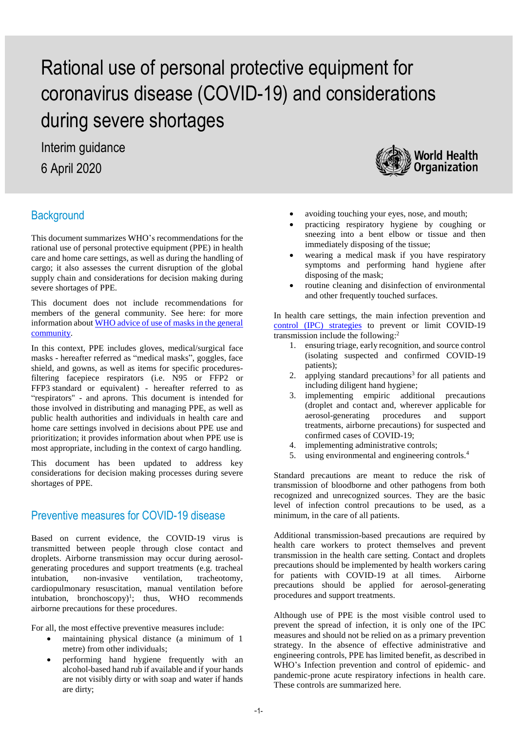# Rational use of personal protective equipment for coronavirus disease (COVID-19) and considerations during severe shortages

Interim guidance
6 April 2020

## Background

This document summarizes WHO's recommendations for the rational use of personal protective equipment (PPE) in health care and home care settings, as well as during the handling of cargo; it also assesses the current disruption of the global supply chain and considerations for decision making during severe shortages of PPE.

This document does not include recommendations for members of the general community. See here: for more information about WHO advice of use of masks in the general community.

In this context, PPE includes gloves, medical/surgical face masks - hereafter referred as "medical masks", goggles, face shield, and gowns, as well as items for specific procedures-filtering facepiece respirators (i.e. N95 or FFP2 or FFP3 standard or equivalent) - hereafter referred to as "respirators" - and aprons. This document is intended for those involved in distributing and managing PPE, as well as public health authorities and individuals in health care and home care settings involved in decisions about PPE use and prioritization; it provides information about when PPE use is most appropriate, including in the context of cargo handling.

This document has been updated to address key considerations for decision making processes during severe shortages of PPE.

## Preventive measures for COVID-19 disease

Based on current evidence, the COVID-19 virus is transmitted between people through close contact and droplets. Airborne transmission may occur during aerosol-generating procedures and support treatments (e.g. tracheal intubation, non-invasive ventilation, tracheotomy, cardiopulmonary resuscitation, manual ventilation before intubation, bronchoscopy)[1]; thus, WHO recommends airborne precautions for these procedures.

For all, the most effective preventive measures include:

- maintaining physical distance (a minimum of 1 metre) from other individuals;
- performing hand hygiene frequently with an alcohol-based hand rub if available and if your hands are not visibly dirty or with soap and water if hands are dirty;
- avoiding touching your eyes, nose, and mouth;
- practicing respiratory hygiene by coughing or sneezing into a bent elbow or tissue and then immediately disposing of the tissue;
- wearing a medical mask if you have respiratory symptoms and performing hand hygiene after disposing of the mask;
- routine cleaning and disinfection of environmental and other frequently touched surfaces.

In health care settings, the main infection prevention and control (IPC) strategies to prevent or limit COVID-19 transmission include the following:[2]

1. ensuring triage, early recognition, and source control (isolating suspected and confirmed COVID-19 patients);
2. applying standard precautions[3] for all patients and including diligent hand hygiene;
3. implementing empiric additional precautions (droplet and contact and, wherever applicable for aerosol-generating procedures and support treatments, airborne precautions) for suspected and confirmed cases of COVID-19;
4. implementing administrative controls;
5. using environmental and engineering controls.[4]

Standard precautions are meant to reduce the risk of transmission of bloodborne and other pathogens from both recognized and unrecognized sources. They are the basic level of infection control precautions to be used, as a minimum, in the care of all patients.

Additional transmission-based precautions are required by health care workers to protect themselves and prevent transmission in the health care setting. Contact and droplets precautions should be implemented by health workers caring for patients with COVID-19 at all times. Airborne precautions should be applied for aerosol-generating procedures and support treatments.

Although use of PPE is the most visible control used to prevent the spread of infection, it is only one of the IPC measures and should not be relied on as a primary prevention strategy. In the absence of effective administrative and engineering controls, PPE has limited benefit, as described in WHO's Infection prevention and control of epidemic- and pandemic-prone acute respiratory infections in health care. These controls are summarized here.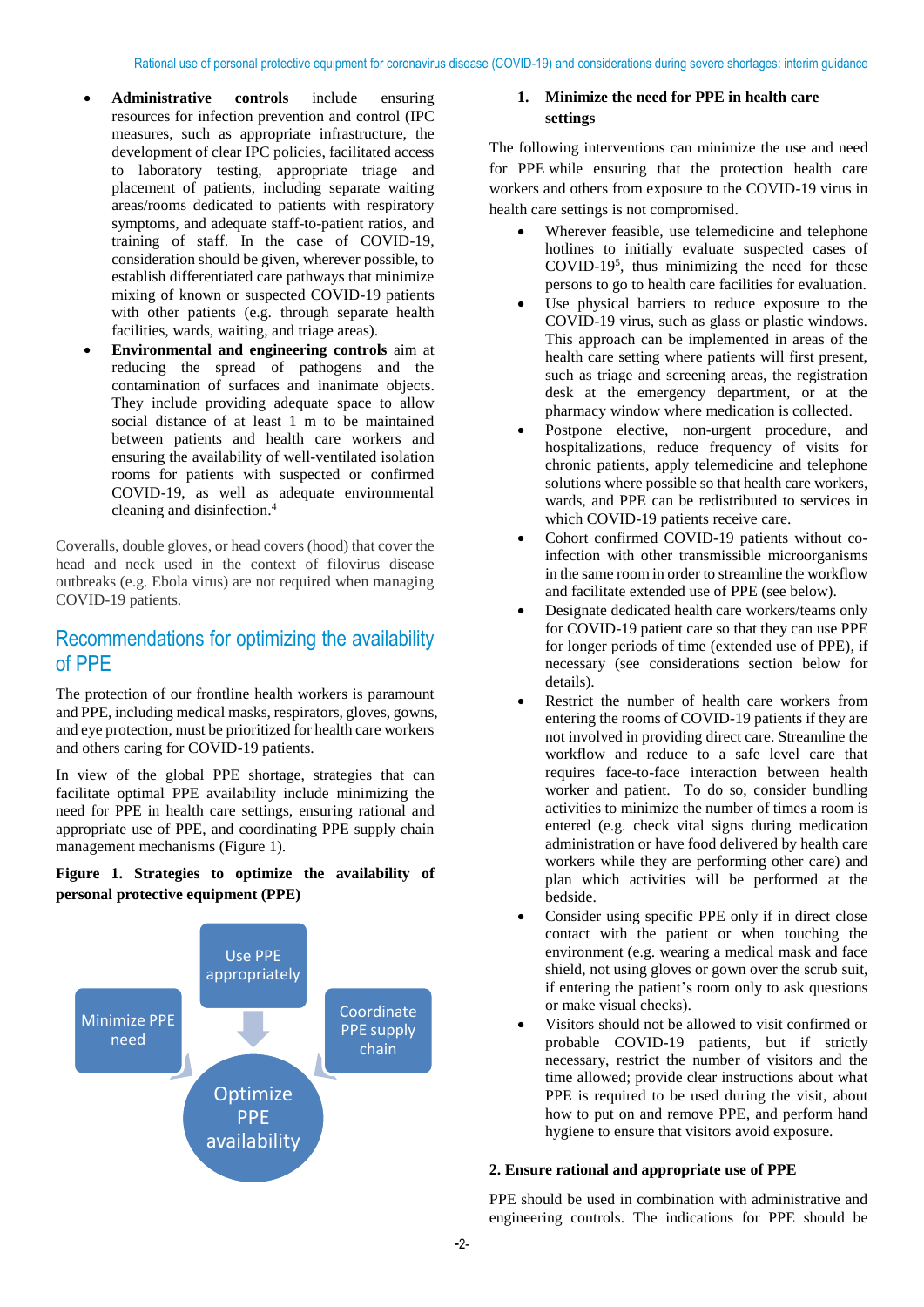- **Administrative controls** include ensuring resources for infection prevention and control (IPC measures, such as appropriate infrastructure, the development of clear IPC policies, facilitated access to laboratory testing, appropriate triage and placement of patients, including separate waiting areas/rooms dedicated to patients with respiratory symptoms, and adequate staff-to-patient ratios, and training of staff. In the case of COVID-19, consideration should be given, wherever possible, to establish differentiated care pathways that minimize mixing of known or suspected COVID-19 patients with other patients (e.g. through separate health facilities, wards, waiting, and triage areas).
- **Environmental and engineering controls** aim at reducing the spread of pathogens and the contamination of surfaces and inanimate objects. They include providing adequate space to allow social distance of at least 1 m to be maintained between patients and health care workers and ensuring the availability of well-ventilated isolation rooms for patients with suspected or confirmed COVID-19, as well as adequate environmental cleaning and disinfection.[4]

Coveralls, double gloves, or head covers (hood) that cover the head and neck used in the context of filovirus disease outbreaks (e.g. Ebola virus) are not required when managing COVID-19 patients.

## Recommendations for optimizing the availability of PPE

The protection of our frontline health workers is paramount and PPE, including medical masks, respirators, gloves, gowns, and eye protection, must be prioritized for health care workers and others caring for COVID-19 patients.

In view of the global PPE shortage, strategies that can facilitate optimal PPE availability include minimizing the need for PPE in health care settings, ensuring rational and appropriate use of PPE, and coordinating PPE supply chain management mechanisms (Figure 1).

**Figure 1. Strategies to optimize the availability of personal protective equipment (PPE)**

Use PPE appropriately

Minimize PPE need

Coordinate PPE supply chain

Optimize PPE availability

### 1. Minimize the need for PPE in health care settings

The following interventions can minimize the use and need for PPE while ensuring that the protection health care workers and others from exposure to the COVID-19 virus in health care settings is not compromised.

- Wherever feasible, use telemedicine and telephone hotlines to initially evaluate suspected cases of COVID-19[5], thus minimizing the need for these persons to go to health care facilities for evaluation.
- Use physical barriers to reduce exposure to the COVID-19 virus, such as glass or plastic windows. This approach can be implemented in areas of the health care setting where patients will first present, such as triage and screening areas, the registration desk at the emergency department, or at the pharmacy window where medication is collected.
- Postpone elective, non-urgent procedure, and hospitalizations, reduce frequency of visits for chronic patients, apply telemedicine and telephone solutions where possible so that health care workers, wards, and PPE can be redistributed to services in which COVID-19 patients receive care.
- Cohort confirmed COVID-19 patients without co-infection with other transmissible microorganisms in the same room in order to streamline the workflow and facilitate extended use of PPE (see below).
- Designate dedicated health care workers/teams only for COVID-19 patient care so that they can use PPE for longer periods of time (extended use of PPE), if necessary (see considerations section below for details).
- Restrict the number of health care workers from entering the rooms of COVID-19 patients if they are not involved in providing direct care. Streamline the workflow and reduce to a safe level care that requires face-to-face interaction between health worker and patient. To do so, consider bundling activities to minimize the number of times a room is entered (e.g. check vital signs during medication administration or have food delivered by health care workers while they are performing other care) and plan which activities will be performed at the bedside.
- Consider using specific PPE only if in direct close contact with the patient or when touching the environment (e.g. wearing a medical mask and face shield, not using gloves or gown over the scrub suit, if entering the patient's room only to ask questions or make visual checks).
- Visitors should not be allowed to visit confirmed or probable COVID-19 patients, but if strictly necessary, restrict the number of visitors and the time allowed; provide clear instructions about what PPE is required to be used during the visit, about how to put on and remove PPE, and perform hand hygiene to ensure that visitors avoid exposure.

### 2. Ensure rational and appropriate use of PPE

PPE should be used in combination with administrative and engineering controls. The indications for PPE should be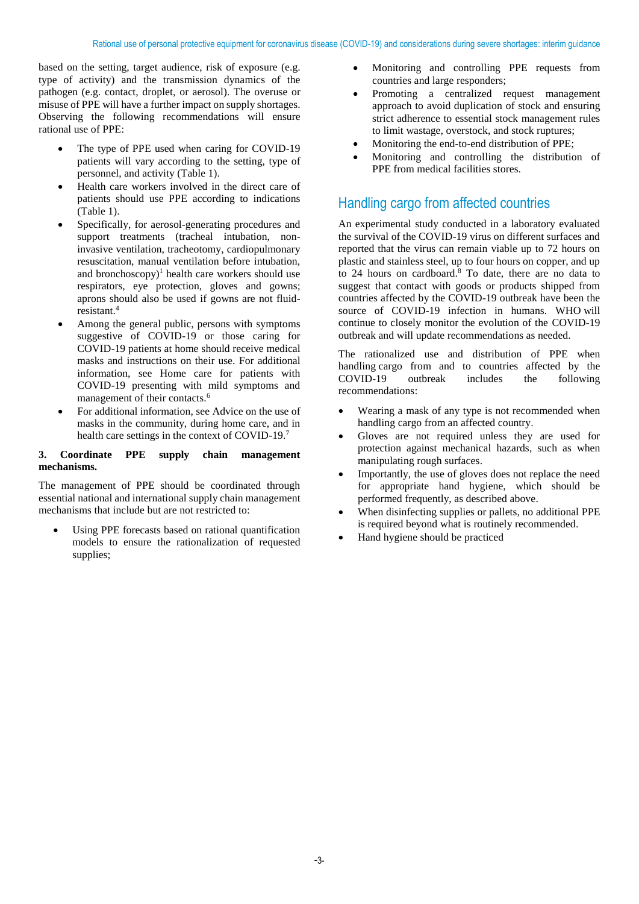based on the setting, target audience, risk of exposure (e.g. type of activity) and the transmission dynamics of the pathogen (e.g. contact, droplet, or aerosol). The overuse or misuse of PPE will have a further impact on supply shortages. Observing the following recommendations will ensure rational use of PPE:

- The type of PPE used when caring for COVID-19 patients will vary according to the setting, type of personnel, and activity (Table 1).
- Health care workers involved in the direct care of patients should use PPE according to indications (Table 1).
- Specifically, for aerosol-generating procedures and support treatments (tracheal intubation, non-invasive ventilation, tracheotomy, cardiopulmonary resuscitation, manual ventilation before intubation, and bronchoscopy)[1] health care workers should use respirators, eye protection, gloves and gowns; aprons should also be used if gowns are not fluid-resistant.[4]
- Among the general public, persons with symptoms suggestive of COVID-19 or those caring for COVID-19 patients at home should receive medical masks and instructions on their use. For additional information, see Home care for patients with COVID-19 presenting with mild symptoms and management of their contacts.[6]
- For additional information, see Advice on the use of masks in the community, during home care, and in health care settings in the context of COVID-19.[7]

**3. Coordinate PPE supply chain management mechanisms.**

The management of PPE should be coordinated through essential national and international supply chain management mechanisms that include but are not restricted to:

- Using PPE forecasts based on rational quantification models to ensure the rationalization of requested supplies;
- Monitoring and controlling PPE requests from countries and large responders;
- Promoting a centralized request management approach to avoid duplication of stock and ensuring strict adherence to essential stock management rules to limit wastage, overstock, and stock ruptures;
- Monitoring the end-to-end distribution of PPE;
- Monitoring and controlling the distribution of PPE from medical facilities stores.

## Handling cargo from affected countries

An experimental study conducted in a laboratory evaluated the survival of the COVID-19 virus on different surfaces and reported that the virus can remain viable up to 72 hours on plastic and stainless steel, up to four hours on copper, and up to 24 hours on cardboard.[8] To date, there are no data to suggest that contact with goods or products shipped from countries affected by the COVID-19 outbreak have been the source of COVID-19 infection in humans. WHO will continue to closely monitor the evolution of the COVID-19 outbreak and will update recommendations as needed.

The rationalized use and distribution of PPE when handling cargo from and to countries affected by the COVID-19 outbreak includes the following recommendations:

- Wearing a mask of any type is not recommended when handling cargo from an affected country.
- Gloves are not required unless they are used for protection against mechanical hazards, such as when manipulating rough surfaces.
- Importantly, the use of gloves does not replace the need for appropriate hand hygiene, which should be performed frequently, as described above.
- When disinfecting supplies or pallets, no additional PPE is required beyond what is routinely recommended.
- Hand hygiene should be practiced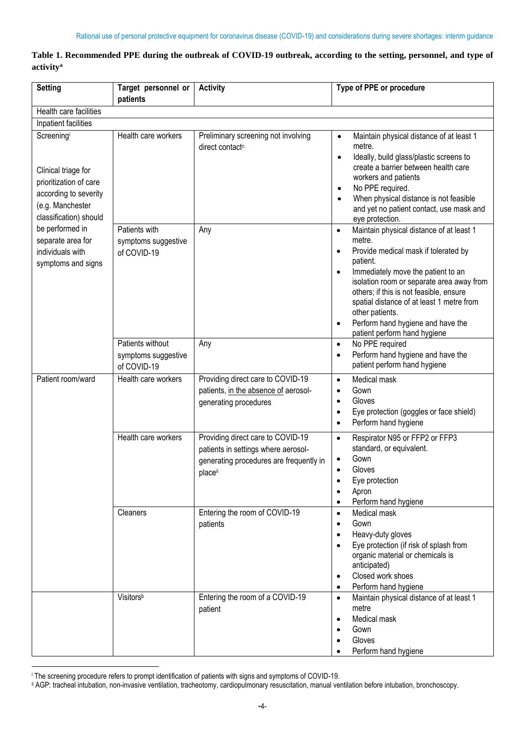**Table 1. Recommended PPE during the outbreak of COVID-19 outbreak, according to the setting, personnel, and type of activity[a]**

| Setting | Target personnel or patients | Activity | Type of PPE or procedure |
|---|---|---|---|
| Health care facilities | | | |
| Inpatient facilities | | | |
| Screening[i]<br><br>Clinical triage for prioritization of care according to severity (e.g. Manchester classification) should be performed in separate area for individuals with symptoms and signs | Health care workers | Preliminary screening not involving direct contact[c]. | • Maintain physical distance of at least 1 metre.<br>• Ideally, build glass/plastic screens to create a barrier between health care workers and patients<br>• No PPE required.<br>• When physical distance is not feasible and yet no patient contact, use mask and eye protection. |
| | Patients with symptoms suggestive of COVID-19 | Any | • Maintain physical distance of at least 1 metre.<br>• Provide medical mask if tolerated by patient.<br>• Immediately move the patient to an isolation room or separate area away from others; if this is not feasible, ensure spatial distance of at least 1 metre from other patients.<br>• Perform hand hygiene and have the patient perform hand hygiene |
| | Patients without symptoms suggestive of COVID-19 | Any | • No PPE required<br>• Perform hand hygiene and have the patient perform hand hygiene |
| Patient room/ward | Health care workers | Providing direct care to COVID-19 patients, <u>in the absence of</u> aerosol-generating procedures | • Medical mask<br>• Gown<br>• Gloves<br>• Eye protection (goggles or face shield)<br>• Perform hand hygiene |
| | Health care workers | Providing direct care to COVID-19 patients in settings where aerosol-generating procedures are frequently in place[ii] | • Respirator N95 or FFP2 or FFP3 standard, or equivalent.<br>• Gown<br>• Gloves<br>• Eye protection<br>• Apron<br>• Perform hand hygiene |
| | Cleaners | Entering the room of COVID-19 patients | • Medical mask<br>• Gown<br>• Heavy-duty gloves<br>• Eye protection (if risk of splash from organic material or chemicals is anticipated)<br>• Closed work shoes<br>• Perform hand hygiene |
| | Visitors[b] | Entering the room of a COVID-19 patient | • Maintain physical distance of at least 1 metre<br>• Medical mask<br>• Gown<br>• Gloves<br>• Perform hand hygiene |

[i] The screening procedure refers to prompt identification of patients with signs and symptoms of COVID-19.

[ii] AGP: tracheal intubation, non-invasive ventilation, tracheotomy, cardiopulmonary resuscitation, manual ventilation before intubation, bronchoscopy.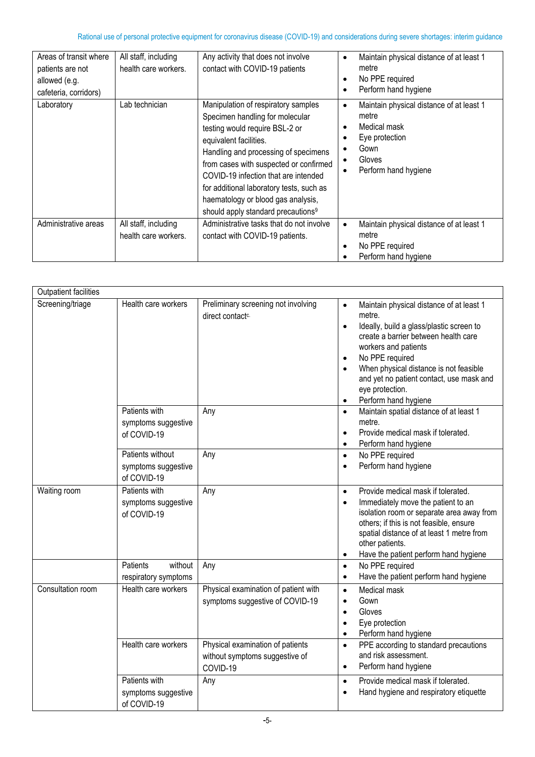| Areas of transit where patients are not allowed (e.g. cafeteria, corridors) | All staff, including health care workers. | Any activity that does not involve contact with COVID-19 patients | • Maintain physical distance of at least 1 metre<br>• No PPE required<br>• Perform hand hygiene |
|---|---|---|---|
| Laboratory | Lab technician | Manipulation of respiratory samples<br>Specimen handling for molecular testing would require BSL-2 or equivalent facilities.<br>Handling and processing of specimens from cases with suspected or confirmed COVID-19 infection that are intended for additional laboratory tests, such as haematology or blood gas analysis, should apply standard precautions[9] | • Maintain physical distance of at least 1 metre<br>• Medical mask<br>• Eye protection<br>• Gown<br>• Gloves<br>• Perform hand hygiene |
| Administrative areas | All staff, including health care workers. | Administrative tasks that do not involve contact with COVID-19 patients. | • Maintain physical distance of at least 1 metre<br>• No PPE required<br>• Perform hand hygiene |

| Outpatient facilities | | | |
|---|---|---|---|
| Screening/triage | Health care workers | Preliminary screening not involving direct contact[c] | • Maintain physical distance of at least 1 metre.<br>• Ideally, build a glass/plastic screen to create a barrier between health care workers and patients<br>• No PPE required<br>• When physical distance is not feasible and yet no patient contact, use mask and eye protection.<br>• Perform hand hygiene |
| | Patients with symptoms suggestive of COVID-19 | Any | • Maintain spatial distance of at least 1 metre.<br>• Provide medical mask if tolerated.<br>• Perform hand hygiene |
| | Patients without symptoms suggestive of COVID-19 | Any | • No PPE required<br>• Perform hand hygiene |
| Waiting room | Patients with symptoms suggestive of COVID-19 | Any | • Provide medical mask if tolerated.<br>• Immediately move the patient to an isolation room or separate area away from others; if this is not feasible, ensure spatial distance of at least 1 metre from other patients.<br>• Have the patient perform hand hygiene |
| | Patients without respiratory symptoms | Any | • No PPE required<br>• Have the patient perform hand hygiene |
| Consultation room | Health care workers | Physical examination of patient with symptoms suggestive of COVID-19 | • Medical mask<br>• Gown<br>• Gloves<br>• Eye protection<br>• Perform hand hygiene |
| | Health care workers | Physical examination of patients without symptoms suggestive of COVID-19 | • PPE according to standard precautions and risk assessment.<br>• Perform hand hygiene |
| | Patients with symptoms suggestive of COVID-19 | Any | • Provide medical mask if tolerated.<br>• Hand hygiene and respiratory etiquette |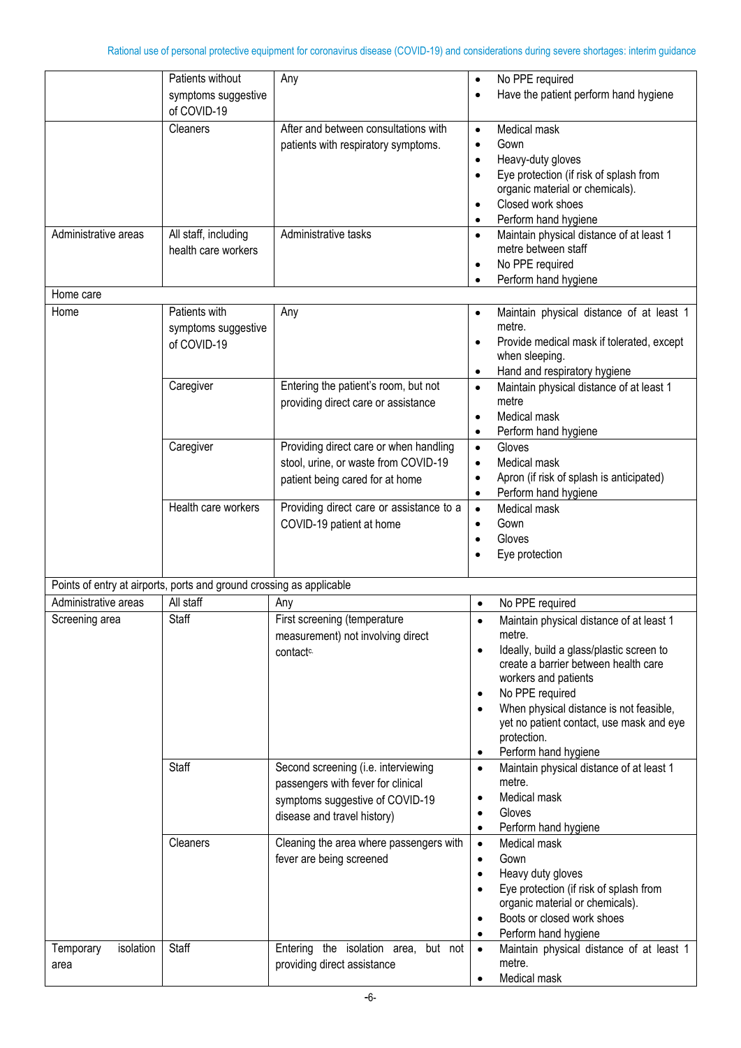| | | | |
|---|---|---|---|
| | Patients without symptoms suggestive of COVID-19 | Any | • No PPE required<br>• Have the patient perform hand hygiene |
| | Cleaners | After and between consultations with patients with respiratory symptoms. | • Medical mask<br>• Gown<br>• Heavy-duty gloves<br>• Eye protection (if risk of splash from organic material or chemicals).<br>• Closed work shoes<br>• Perform hand hygiene |
| Administrative areas | All staff, including health care workers | Administrative tasks | • Maintain physical distance of at least 1 metre between staff<br>• No PPE required<br>• Perform hand hygiene |
| Home care | | | |
| Home | Patients with symptoms suggestive of COVID-19 | Any | • Maintain physical distance of at least 1 metre.<br>• Provide medical mask if tolerated, except when sleeping.<br>• Hand and respiratory hygiene |
| | Caregiver | Entering the patient's room, but not providing direct care or assistance | • Maintain physical distance of at least 1 metre<br>• Medical mask<br>• Perform hand hygiene |
| | Caregiver | Providing direct care or when handling stool, urine, or waste from COVID-19 patient being cared for at home | • Gloves<br>• Medical mask<br>• Apron (if risk of splash is anticipated)<br>• Perform hand hygiene |
| | Health care workers | Providing direct care or assistance to a COVID-19 patient at home | • Medical mask<br>• Gown<br>• Gloves<br>• Eye protection |
| Points of entry at airports, ports and ground crossing as applicable | | | |
| Administrative areas | All staff | Any | • No PPE required |
| Screening area | Staff | First screening (temperature measurement) not involving direct contact[c] | • Maintain physical distance of at least 1 metre.<br>• Ideally, build a glass/plastic screen to create a barrier between health care workers and patients<br>• No PPE required<br>• When physical distance is not feasible, yet no patient contact, use mask and eye protection.<br>• Perform hand hygiene |
| | Staff | Second screening (i.e. interviewing passengers with fever for clinical symptoms suggestive of COVID-19 disease and travel history) | • Maintain physical distance of at least 1 metre.<br>• Medical mask<br>• Gloves<br>• Perform hand hygiene |
| | Cleaners | Cleaning the area where passengers with fever are being screened | • Medical mask<br>• Gown<br>• Heavy duty gloves<br>• Eye protection (if risk of splash from organic material or chemicals).<br>• Boots or closed work shoes<br>• Perform hand hygiene |
| Temporary isolation area | Staff | Entering the isolation area, but not providing direct assistance | • Maintain physical distance of at least 1 metre.<br>• Medical mask |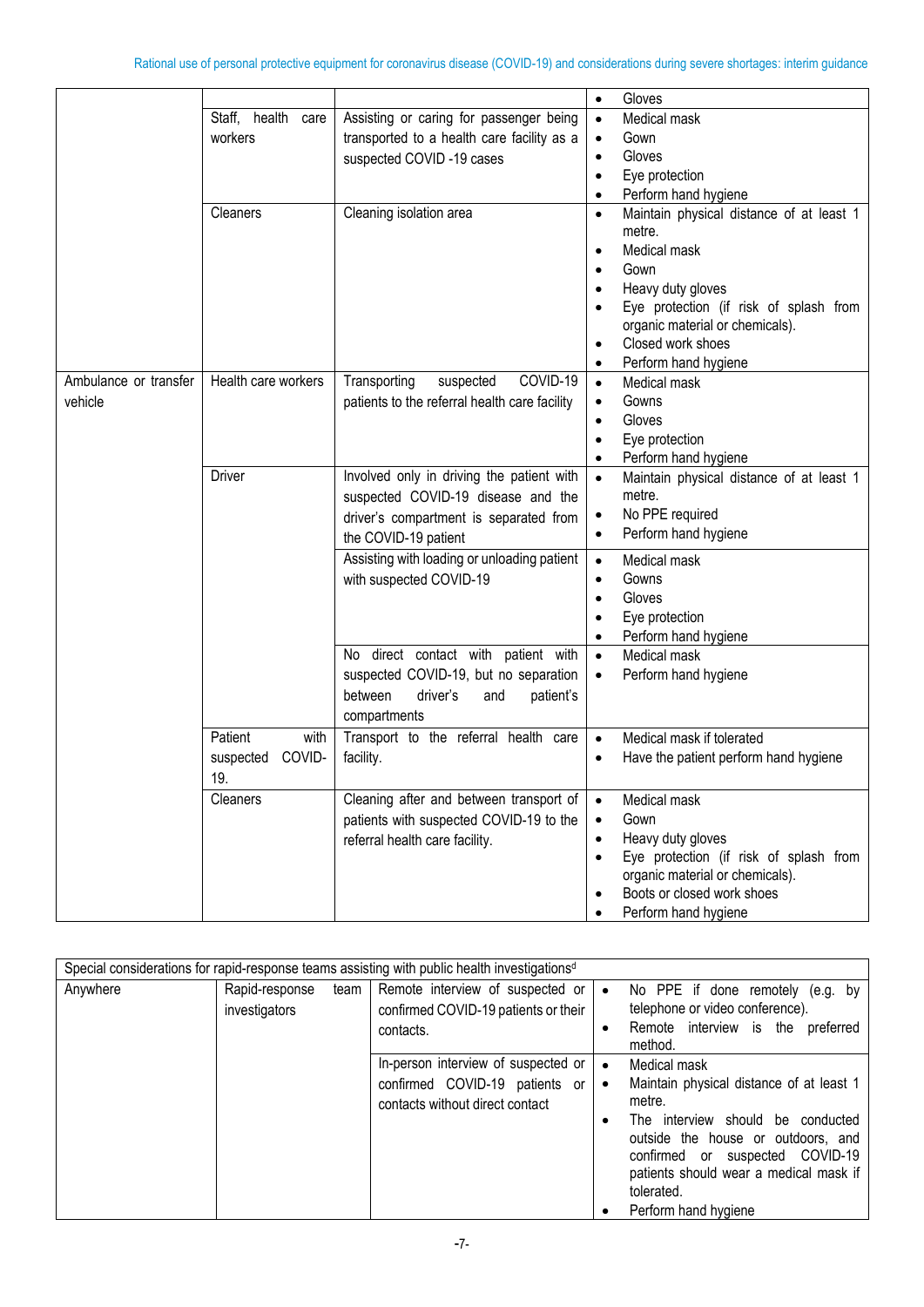| | | | |
|---|---|---|---|
| | | | • Gloves |
| | Staff, health care workers | Assisting or caring for passenger being transported to a health care facility as a suspected COVID -19 cases | • Medical mask<br>• Gown<br>• Gloves<br>• Eye protection<br>• Perform hand hygiene |
| | Cleaners | Cleaning isolation area | • Maintain physical distance of at least 1 metre.<br>• Medical mask<br>• Gown<br>• Heavy duty gloves<br>• Eye protection (if risk of splash from organic material or chemicals).<br>• Closed work shoes<br>• Perform hand hygiene |
| Ambulance or transfer vehicle | Health care workers | Transporting suspected COVID-19 patients to the referral health care facility | • Medical mask<br>• Gowns<br>• Gloves<br>• Eye protection<br>• Perform hand hygiene |
| | Driver | Involved only in driving the patient with suspected COVID-19 disease and the driver's compartment is separated from the COVID-19 patient | • Maintain physical distance of at least 1 metre.<br>• No PPE required<br>• Perform hand hygiene |
| | | Assisting with loading or unloading patient with suspected COVID-19 | • Medical mask<br>• Gowns<br>• Gloves<br>• Eye protection<br>• Perform hand hygiene |
| | | No direct contact with patient with suspected COVID-19, but no separation between driver's and patient's compartments | • Medical mask<br>• Perform hand hygiene |
| | Patient with suspected COVID-19. | Transport to the referral health care facility. | • Medical mask if tolerated<br>• Have the patient perform hand hygiene |
| | Cleaners | Cleaning after and between transport of patients with suspected COVID-19 to the referral health care facility. | • Medical mask<br>• Gown<br>• Heavy duty gloves<br>• Eye protection (if risk of splash from organic material or chemicals).<br>• Boots or closed work shoes<br>• Perform hand hygiene |

| Special considerations for rapid-response teams assisting with public health investigations[d] | | | |
|---|---|---|---|
| Anywhere | Rapid-response team investigators | Remote interview of suspected or confirmed COVID-19 patients or their contacts. | • No PPE if done remotely (e.g. by telephone or video conference).<br>• Remote interview is the preferred method. |
| | | In-person interview of suspected or confirmed COVID-19 patients or contacts without direct contact | • Medical mask<br>• Maintain physical distance of at least 1 metre.<br>• The interview should be conducted outside the house or outdoors, and confirmed or suspected COVID-19 patients should wear a medical mask if tolerated.<br>• Perform hand hygiene |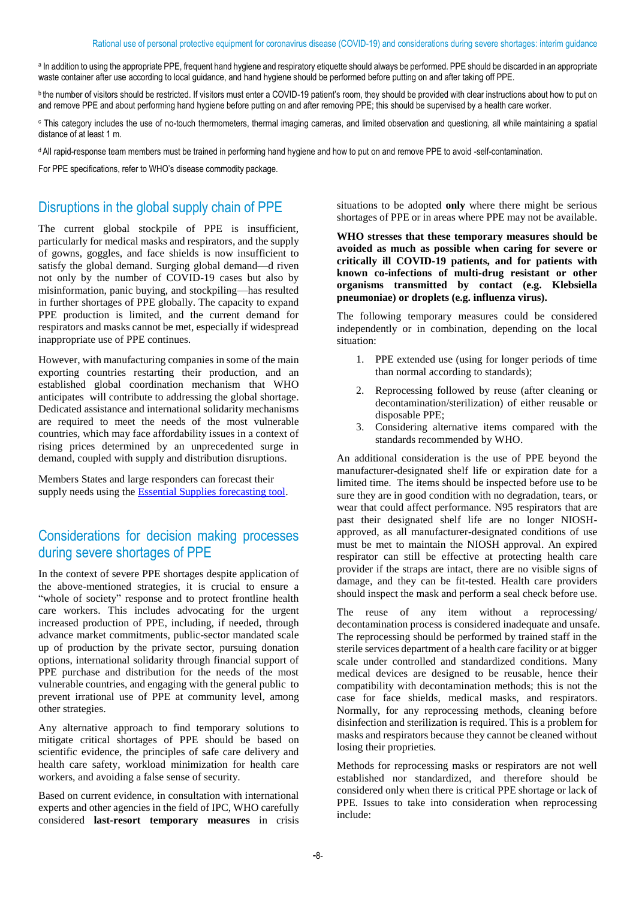[a] In addition to using the appropriate PPE, frequent hand hygiene and respiratory etiquette should always be performed. PPE should be discarded in an appropriate waste container after use according to local guidance, and hand hygiene should be performed before putting on and after taking off PPE.

[b] the number of visitors should be restricted. If visitors must enter a COVID-19 patient's room, they should be provided with clear instructions about how to put on and remove PPE and about performing hand hygiene before putting on and after removing PPE; this should be supervised by a health care worker.

[c] This category includes the use of no-touch thermometers, thermal imaging cameras, and limited observation and questioning, all while maintaining a spatial distance of at least 1 m.

[d] All rapid-response team members must be trained in performing hand hygiene and how to put on and remove PPE to avoid -self-contamination.

For PPE specifications, refer to WHO's disease commodity package.

## Disruptions in the global supply chain of PPE

The current global stockpile of PPE is insufficient, particularly for medical masks and respirators, and the supply of gowns, goggles, and face shields is now insufficient to satisfy the global demand. Surging global demand—d riven not only by the number of COVID-19 cases but also by misinformation, panic buying, and stockpiling—has resulted in further shortages of PPE globally. The capacity to expand PPE production is limited, and the current demand for respirators and masks cannot be met, especially if widespread inappropriate use of PPE continues.

However, with manufacturing companies in some of the main exporting countries restarting their production, and an established global coordination mechanism that WHO anticipates will contribute to addressing the global shortage. Dedicated assistance and international solidarity mechanisms are required to meet the needs of the most vulnerable countries, which may face affordability issues in a context of rising prices determined by an unprecedented surge in demand, coupled with supply and distribution disruptions.

Members States and large responders can forecast their supply needs using the [Essential Supplies forecasting tool](#).

## Considerations for decision making processes during severe shortages of PPE

In the context of severe PPE shortages despite application of the above-mentioned strategies, it is crucial to ensure a "whole of society" response and to protect frontline health care workers. This includes advocating for the urgent increased production of PPE, including, if needed, through advance market commitments, public-sector mandated scale up of production by the private sector, pursuing donation options, international solidarity through financial support of PPE purchase and distribution for the needs of the most vulnerable countries, and engaging with the general public to prevent irrational use of PPE at community level, among other strategies.

Any alternative approach to find temporary solutions to mitigate critical shortages of PPE should be based on scientific evidence, the principles of safe care delivery and health care safety, workload minimization for health care workers, and avoiding a false sense of security.

Based on current evidence, in consultation with international experts and other agencies in the field of IPC, WHO carefully considered **last-resort temporary measures** in crisis situations to be adopted **only** where there might be serious shortages of PPE or in areas where PPE may not be available.

**WHO stresses that these temporary measures should be avoided as much as possible when caring for severe or critically ill COVID-19 patients, and for patients with known co-infections of multi-drug resistant or other organisms transmitted by contact (e.g. Klebsiella pneumoniae) or droplets (e.g. influenza virus).**

The following temporary measures could be considered independently or in combination, depending on the local situation:

1. PPE extended use (using for longer periods of time than normal according to standards);
2. Reprocessing followed by reuse (after cleaning or decontamination/sterilization) of either reusable or disposable PPE;
3. Considering alternative items compared with the standards recommended by WHO.

An additional consideration is the use of PPE beyond the manufacturer-designated shelf life or expiration date for a limited time. The items should be inspected before use to be sure they are in good condition with no degradation, tears, or wear that could affect performance. N95 respirators that are past their designated shelf life are no longer NIOSH-approved, as all manufacturer-designated conditions of use must be met to maintain the NIOSH approval. An expired respirator can still be effective at protecting health care provider if the straps are intact, there are no visible signs of damage, and they can be fit-tested. Health care providers should inspect the mask and perform a seal check before use.

The reuse of any item without a reprocessing/ decontamination process is considered inadequate and unsafe. The reprocessing should be performed by trained staff in the sterile services department of a health care facility or at bigger scale under controlled and standardized conditions. Many medical devices are designed to be reusable, hence their compatibility with decontamination methods; this is not the case for face shields, medical masks, and respirators. Normally, for any reprocessing methods, cleaning before disinfection and sterilization is required. This is a problem for masks and respirators because they cannot be cleaned without losing their proprieties.

Methods for reprocessing masks or respirators are not well established nor standardized, and therefore should be considered only when there is critical PPE shortage or lack of PPE. Issues to take into consideration when reprocessing include: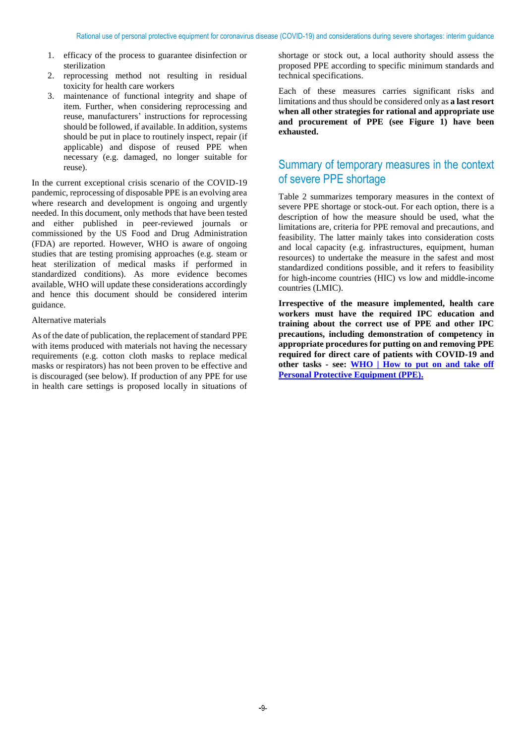1. efficacy of the process to guarantee disinfection or sterilization
2. reprocessing method not resulting in residual toxicity for health care workers
3. maintenance of functional integrity and shape of item. Further, when considering reprocessing and reuse, manufacturers' instructions for reprocessing should be followed, if available. In addition, systems should be put in place to routinely inspect, repair (if applicable) and dispose of reused PPE when necessary (e.g. damaged, no longer suitable for reuse).

In the current exceptional crisis scenario of the COVID-19 pandemic, reprocessing of disposable PPE is an evolving area where research and development is ongoing and urgently needed. In this document, only methods that have been tested and either published in peer-reviewed journals or commissioned by the US Food and Drug Administration (FDA) are reported. However, WHO is aware of ongoing studies that are testing promising approaches (e.g. steam or heat sterilization of medical masks if performed in standardized conditions). As more evidence becomes available, WHO will update these considerations accordingly and hence this document should be considered interim guidance.

Alternative materials

As of the date of publication, the replacement of standard PPE with items produced with materials not having the necessary requirements (e.g. cotton cloth masks to replace medical masks or respirators) has not been proven to be effective and is discouraged (see below). If production of any PPE for use in health care settings is proposed locally in situations of shortage or stock out, a local authority should assess the proposed PPE according to specific minimum standards and technical specifications.

Each of these measures carries significant risks and limitations and thus should be considered only as **a last resort when all other strategies for rational and appropriate use and procurement of PPE (see Figure 1) have been exhausted.**

## Summary of temporary measures in the context of severe PPE shortage

Table 2 summarizes temporary measures in the context of severe PPE shortage or stock-out. For each option, there is a description of how the measure should be used, what the limitations are, criteria for PPE removal and precautions, and feasibility. The latter mainly takes into consideration costs and local capacity (e.g. infrastructures, equipment, human resources) to undertake the measure in the safest and most standardized conditions possible, and it refers to feasibility for high-income countries (HIC) vs low and middle-income countries (LMIC).

**Irrespective of the measure implemented, health care workers must have the required IPC education and training about the correct use of PPE and other IPC precautions, including demonstration of competency in appropriate procedures for putting on and removing PPE required for direct care of patients with COVID-19 and other tasks - see: [WHO | How to put on and take off Personal Protective Equipment (PPE).](#)**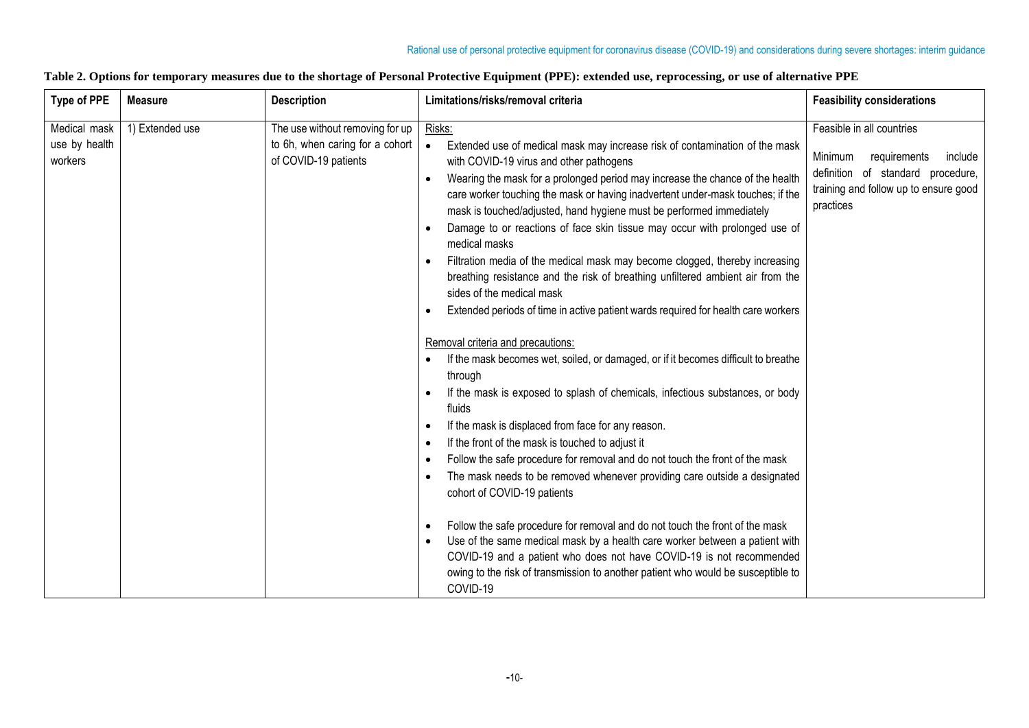**Table 2. Options for temporary measures due to the shortage of Personal Protective Equipment (PPE): extended use, reprocessing, or use of alternative PPE**

| Type of PPE | Measure | Description | Limitations/risks/removal criteria | Feasibility considerations |
|---|---|---|---|---|
| Medical mask use by health workers | 1) Extended use | The use without removing for up to 6h, when caring for a cohort of COVID-19 patients | Risks:<br>• Extended use of medical mask may increase risk of contamination of the mask with COVID-19 virus and other pathogens<br>• Wearing the mask for a prolonged period may increase the chance of the health care worker touching the mask or having inadvertent under-mask touches; if the mask is touched/adjusted, hand hygiene must be performed immediately<br>• Damage to or reactions of face skin tissue may occur with prolonged use of medical masks<br>• Filtration media of the medical mask may become clogged, thereby increasing breathing resistance and the risk of breathing unfiltered ambient air from the sides of the medical mask<br>• Extended periods of time in active patient wards required for health care workers<br><br>Removal criteria and precautions:<br>• If the mask becomes wet, soiled, or damaged, or if it becomes difficult to breathe through<br>• If the mask is exposed to splash of chemicals, infectious substances, or body fluids<br>• If the mask is displaced from face for any reason.<br>• If the front of the mask is touched to adjust it<br>• Follow the safe procedure for removal and do not touch the front of the mask<br>• The mask needs to be removed whenever providing care outside a designated cohort of COVID-19 patients<br><br>• Follow the safe procedure for removal and do not touch the front of the mask<br>• Use of the same medical mask by a health care worker between a patient with COVID-19 and a patient who does not have COVID-19 is not recommended owing to the risk of transmission to another patient who would be susceptible to COVID-19 | Feasible in all countries<br><br>Minimum requirements include definition of standard procedure, training and follow up to ensure good practices |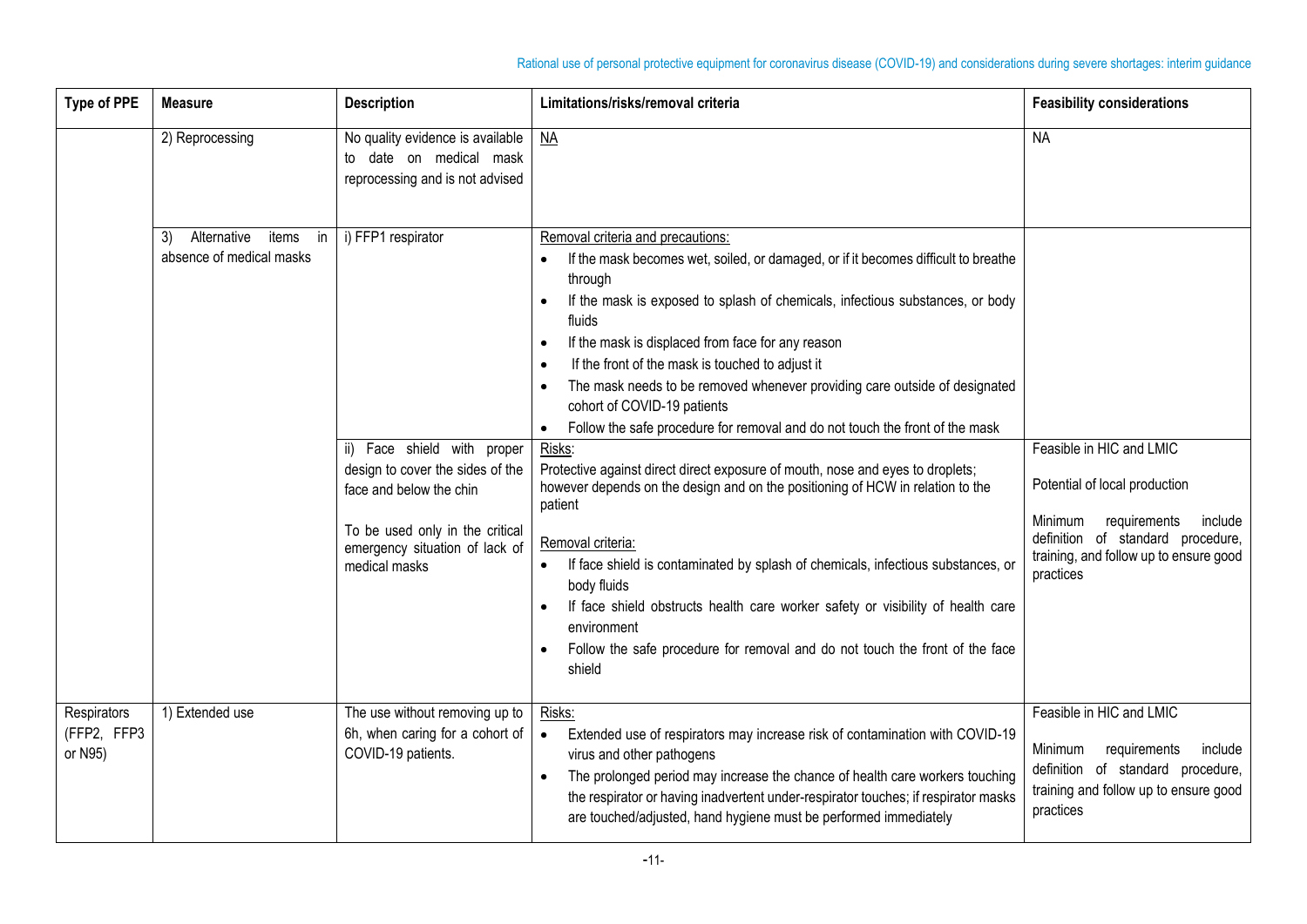| Type of PPE | Measure | Description | Limitations/risks/removal criteria | Feasibility considerations |
|---|---|---|---|---|
| | 2) Reprocessing | No quality evidence is available to date on medical mask reprocessing and is not advised | NA | NA |
| | 3) Alternative items in absence of medical masks | i) FFP1 respirator | Removal criteria and precautions:<br>• If the mask becomes wet, soiled, or damaged, or if it becomes difficult to breathe through<br>• If the mask is exposed to splash of chemicals, infectious substances, or body fluids<br>• If the mask is displaced from face for any reason<br>• If the front of the mask is touched to adjust it<br>• The mask needs to be removed whenever providing care outside of designated cohort of COVID-19 patients<br>• Follow the safe procedure for removal and do not touch the front of the mask | |
| | | ii) Face shield with proper design to cover the sides of the face and below the chin<br><br>To be used only in the critical emergency situation of lack of medical masks | Risks:<br>Protective against direct direct exposure of mouth, nose and eyes to droplets; however depends on the design and on the positioning of HCW in relation to the patient<br><br>Removal criteria:<br>• If face shield is contaminated by splash of chemicals, infectious substances, or body fluids<br>• If face shield obstructs health care worker safety or visibility of health care environment<br>• Follow the safe procedure for removal and do not touch the front of the face shield | Feasible in HIC and LMIC<br><br>Potential of local production<br><br>Minimum requirements include definition of standard procedure, training, and follow up to ensure good practices |
| Respirators (FFP2, FFP3 or N95) | 1) Extended use | The use without removing up to 6h, when caring for a cohort of COVID-19 patients. | Risks:<br>• Extended use of respirators may increase risk of contamination with COVID-19 virus and other pathogens<br>• The prolonged period may increase the chance of health care workers touching the respirator or having inadvertent under-respirator touches; if respirator masks are touched/adjusted, hand hygiene must be performed immediately | Feasible in HIC and LMIC<br><br>Minimum requirements include definition of standard procedure, training and follow up to ensure good practices |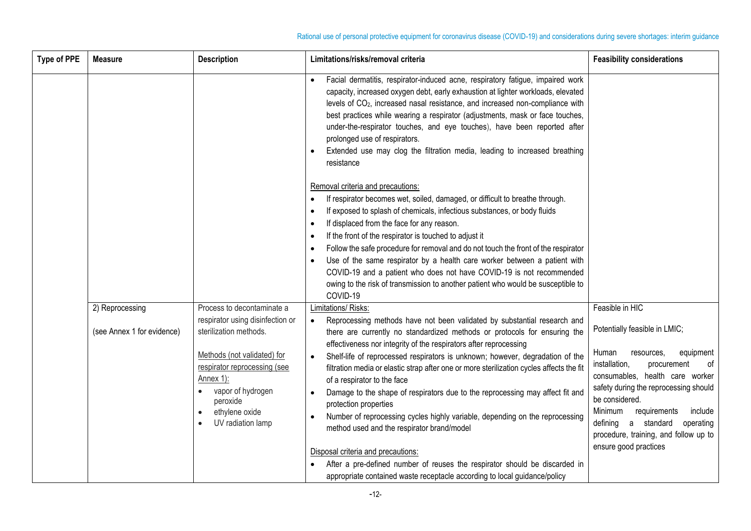| Type of PPE | Measure | Description | Limitations/risks/removal criteria | Feasibility considerations |
|---|---|---|---|---|
| | | | • Facial dermatitis, respirator-induced acne, respiratory fatigue, impaired work capacity, increased oxygen debt, early exhaustion at lighter workloads, elevated levels of $CO_2$, increased nasal resistance, and increased non-compliance with best practices while wearing a respirator (adjustments, mask or face touches, under-the-respirator touches, and eye touches), have been reported after prolonged use of respirators.<br>• Extended use may clog the filtration media, leading to increased breathing resistance<br><br><u>Removal criteria and precautions:</u><br>• If respirator becomes wet, soiled, damaged, or difficult to breathe through.<br>• If exposed to splash of chemicals, infectious substances, or body fluids<br>• If displaced from the face for any reason.<br>• If the front of the respirator is touched to adjust it<br>• Follow the safe procedure for removal and do not touch the front of the respirator<br>• Use of the same respirator by a health care worker between a patient with COVID-19 and a patient who does not have COVID-19 is not recommended owing to the risk of transmission to another patient who would be susceptible to COVID-19 | |
| | 2) Reprocessing<br><br>(see Annex 1 for evidence) | Process to decontaminate a respirator using disinfection or sterilization methods.<br><br><u>Methods (not validated) for respirator reprocessing (see Annex 1):</u><br>• vapor of hydrogen peroxide<br>• ethylene oxide<br>• UV radiation lamp | <u>Limitations/ Risks:</u><br>• Reprocessing methods have not been validated by substantial research and there are currently no standardized methods or protocols for ensuring the effectiveness nor integrity of the respirators after reprocessing<br>• Shelf-life of reprocessed respirators is unknown; however, degradation of the filtration media or elastic strap after one or more sterilization cycles affects the fit of a respirator to the face<br>• Damage to the shape of respirators due to the reprocessing may affect fit and protection properties<br>• Number of reprocessing cycles highly variable, depending on the reprocessing method used and the respirator brand/model<br><br><u>Disposal criteria and precautions:</u><br>• After a pre-defined number of reuses the respirator should be discarded in appropriate contained waste receptacle according to local guidance/policy | Feasible in HIC<br><br>Potentially feasible in LMIC;<br><br>Human resources, equipment installation, procurement of consumables, health care worker safety during the reprocessing should be considered.<br>Minimum requirements include defining a standard operating procedure, training, and follow up to ensure good practices |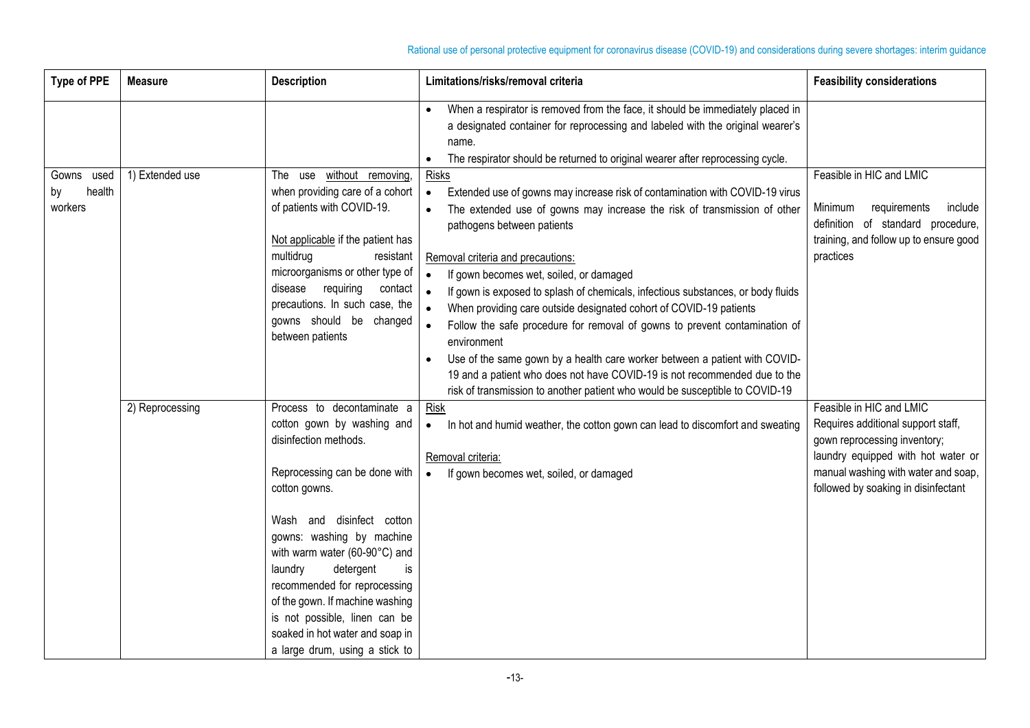| Type of PPE | Measure | Description | Limitations/risks/removal criteria | Feasibility considerations |
|---|---|---|---|---|
| | | | • When a respirator is removed from the face, it should be immediately placed in a designated container for reprocessing and labeled with the original wearer's name.<br>• The respirator should be returned to original wearer after reprocessing cycle. | |
| Gowns used by health workers | 1) Extended use | The use without removing, when providing care of a cohort of patients with COVID-19.<br><br>Not applicable if the patient has multidrug resistant microorganisms or other type of disease requiring contact precautions. In such case, the gowns should be changed between patients | Risks<br>• Extended use of gowns may increase risk of contamination with COVID-19 virus<br>• The extended use of gowns may increase the risk of transmission of other pathogens between patients<br><br>Removal criteria and precautions:<br>• If gown becomes wet, soiled, or damaged<br>• If gown is exposed to splash of chemicals, infectious substances, or body fluids<br>• When providing care outside designated cohort of COVID-19 patients<br>• Follow the safe procedure for removal of gowns to prevent contamination of environment<br>• Use of the same gown by a health care worker between a patient with COVID-19 and a patient who does not have COVID-19 is not recommended due to the risk of transmission to another patient who would be susceptible to COVID-19 | Feasible in HIC and LMIC<br><br>Minimum requirements include definition of standard procedure, training, and follow up to ensure good practices |
| | 2) Reprocessing | Process to decontaminate a cotton gown by washing and disinfection methods.<br><br>Reprocessing can be done with cotton gowns.<br><br>Wash and disinfect cotton gowns: washing by machine with warm water (60-90°C) and laundry detergent is recommended for reprocessing of the gown. If machine washing is not possible, linen can be soaked in hot water and soap in a large drum, using a stick to | Risk<br>• In hot and humid weather, the cotton gown can lead to discomfort and sweating<br><br>Removal criteria:<br>• If gown becomes wet, soiled, or damaged | Feasible in HIC and LMIC<br>Requires additional support staff, gown reprocessing inventory; laundry equipped with hot water or manual washing with water and soap, followed by soaking in disinfectant |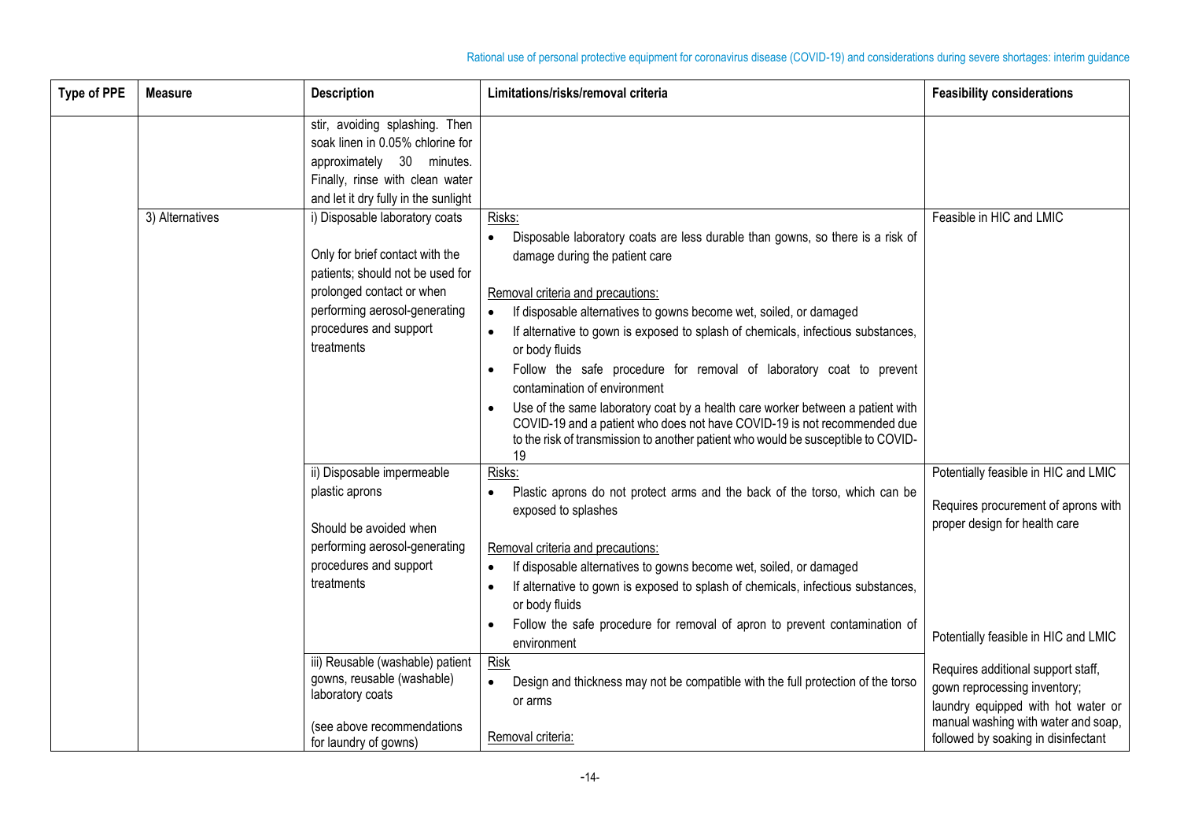| Type of PPE | Measure | Description | Limitations/risks/removal criteria | Feasibility considerations |
|---|---|---|---|---|
| | | stir, avoiding splashing. Then soak linen in 0.05% chlorine for approximately 30 minutes. Finally, rinse with clean water and let it dry fully in the sunlight | | |
| | 3) Alternatives | i) Disposable laboratory coats<br><br>Only for brief contact with the patients; should not be used for prolonged contact or when performing aerosol-generating procedures and support treatments | Risks:<br>• Disposable laboratory coats are less durable than gowns, so there is a risk of damage during the patient care<br><br>Removal criteria and precautions:<br>• If disposable alternatives to gowns become wet, soiled, or damaged<br>• If alternative to gown is exposed to splash of chemicals, infectious substances, or body fluids<br>• Follow the safe procedure for removal of laboratory coat to prevent contamination of environment<br>• Use of the same laboratory coat by a health care worker between a patient with COVID-19 and a patient who does not have COVID-19 is not recommended due to the risk of transmission to another patient who would be susceptible to COVID-19 | Feasible in HIC and LMIC |
| | | ii) Disposable impermeable plastic aprons<br><br>Should be avoided when performing aerosol-generating procedures and support treatments | Risks:<br>• Plastic aprons do not protect arms and the back of the torso, which can be exposed to splashes<br><br>Removal criteria and precautions:<br>• If disposable alternatives to gowns become wet, soiled, or damaged<br>• If alternative to gown is exposed to splash of chemicals, infectious substances, or body fluids<br>• Follow the safe procedure for removal of apron to prevent contamination of environment | Potentially feasible in HIC and LMIC<br><br>Requires procurement of aprons with proper design for health care |
| | | iii) Reusable (washable) patient gowns, reusable (washable) laboratory coats<br><br>(see above recommendations for laundry of gowns) | Risk<br>• Design and thickness may not be compatible with the full protection of the torso or arms<br><br>Removal criteria: | Potentially feasible in HIC and LMIC<br><br>Requires additional support staff, gown reprocessing inventory; laundry equipped with hot water or manual washing with water and soap, followed by soaking in disinfectant |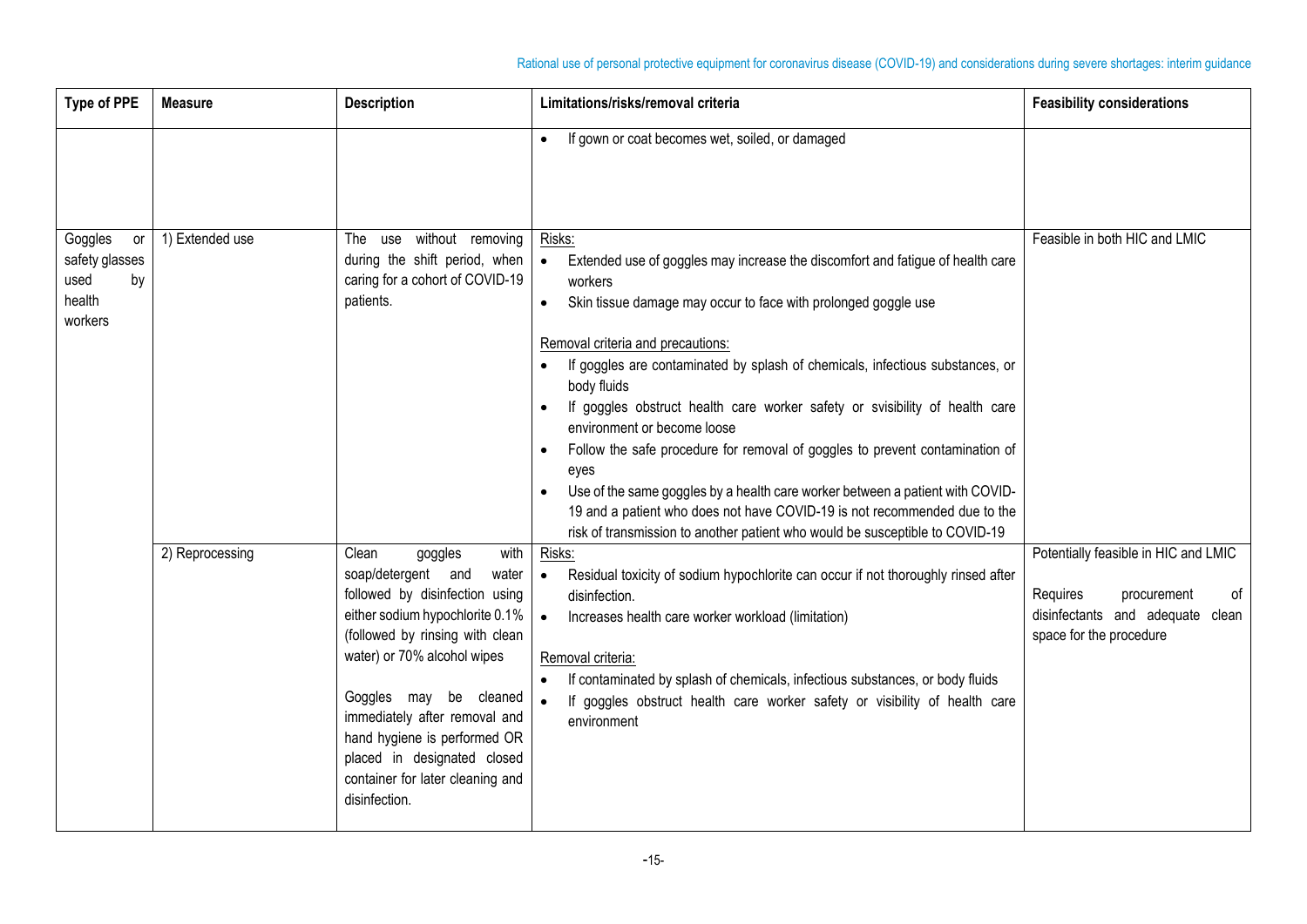| Type of PPE | Measure | Description | Limitations/risks/removal criteria | Feasibility considerations |
|---|---|---|---|---|
| | | | • If gown or coat becomes wet, soiled, or damaged | |
| Goggles or safety glasses used by health workers | 1) Extended use | The use without removing during the shift period, when caring for a cohort of COVID-19 patients. | Risks:<br>• Extended use of goggles may increase the discomfort and fatigue of health care workers<br>• Skin tissue damage may occur to face with prolonged goggle use<br><br>Removal criteria and precautions:<br>• If goggles are contaminated by splash of chemicals, infectious substances, or body fluids<br>• If goggles obstruct health care worker safety or svisibility of health care environment or become loose<br>• Follow the safe procedure for removal of goggles to prevent contamination of eyes<br>• Use of the same goggles by a health care worker between a patient with COVID-19 and a patient who does not have COVID-19 is not recommended due to the risk of transmission to another patient who would be susceptible to COVID-19 | Feasible in both HIC and LMIC |
| | 2) Reprocessing | Clean goggles with soap/detergent and water followed by disinfection using either sodium hypochlorite 0.1% (followed by rinsing with clean water) or 70% alcohol wipes<br><br>Goggles may be cleaned immediately after removal and hand hygiene is performed OR placed in designated closed container for later cleaning and disinfection. | Risks:<br>• Residual toxicity of sodium hypochlorite can occur if not thoroughly rinsed after disinfection.<br>• Increases health care worker workload (limitation)<br><br>Removal criteria:<br>• If contaminated by splash of chemicals, infectious substances, or body fluids<br>• If goggles obstruct health care worker safety or visibility of health care environment | Potentially feasible in HIC and LMIC<br><br>Requires procurement of disinfectants and adequate clean space for the procedure |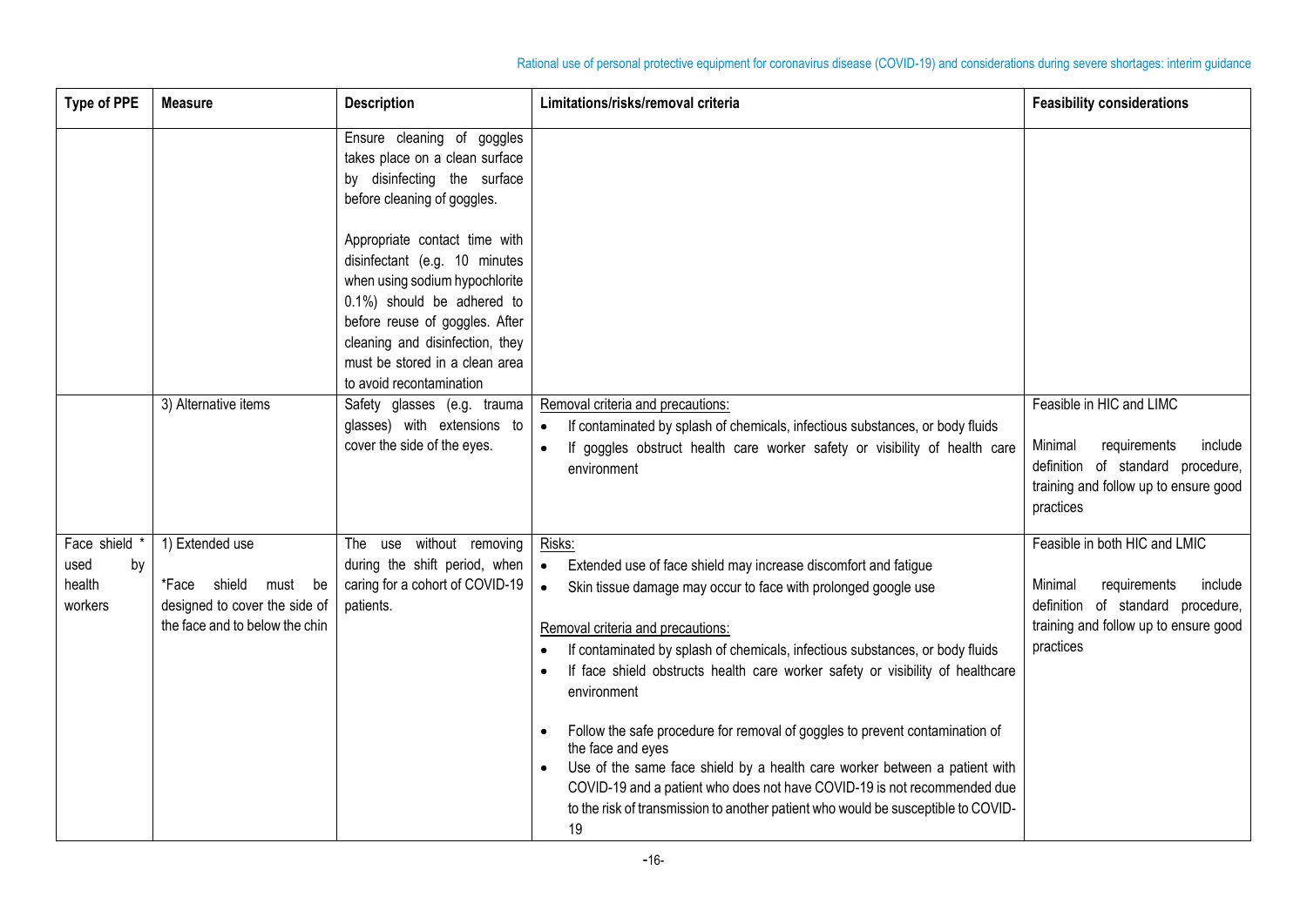| Type of PPE | Measure | Description | Limitations/risks/removal criteria | Feasibility considerations |
|---|---|---|---|---|
| | | Ensure cleaning of goggles takes place on a clean surface by disinfecting the surface before cleaning of goggles.<br><br>Appropriate contact time with disinfectant (e.g. 10 minutes when using sodium hypochlorite 0.1%) should be adhered to before reuse of goggles. After cleaning and disinfection, they must be stored in a clean area to avoid recontamination | | |
| | 3) Alternative items | Safety glasses (e.g. trauma glasses) with extensions to cover the side of the eyes. | Removal criteria and precautions:<br>• If contaminated by splash of chemicals, infectious substances, or body fluids<br>• If goggles obstruct health care worker safety or visibility of health care environment | Feasible in HIC and LIMC<br><br>Minimal requirements include definition of standard procedure, training and follow up to ensure good practices |
| Face shield * used by health workers | 1) Extended use<br><br>*Face shield must be designed to cover the side of the face and to below the chin | The use without removing during the shift period, when caring for a cohort of COVID-19 patients. | Risks:<br>• Extended use of face shield may increase discomfort and fatigue<br>• Skin tissue damage may occur to face with prolonged google use<br><br>Removal criteria and precautions:<br>• If contaminated by splash of chemicals, infectious substances, or body fluids<br>• If face shield obstructs health care worker safety or visibility of healthcare environment<br><br>• Follow the safe procedure for removal of goggles to prevent contamination of the face and eyes<br>• Use of the same face shield by a health care worker between a patient with COVID-19 and a patient who does not have COVID-19 is not recommended due to the risk of transmission to another patient who would be susceptible to COVID-19 | Feasible in both HIC and LMIC<br><br>Minimal requirements include definition of standard procedure, training and follow up to ensure good practices |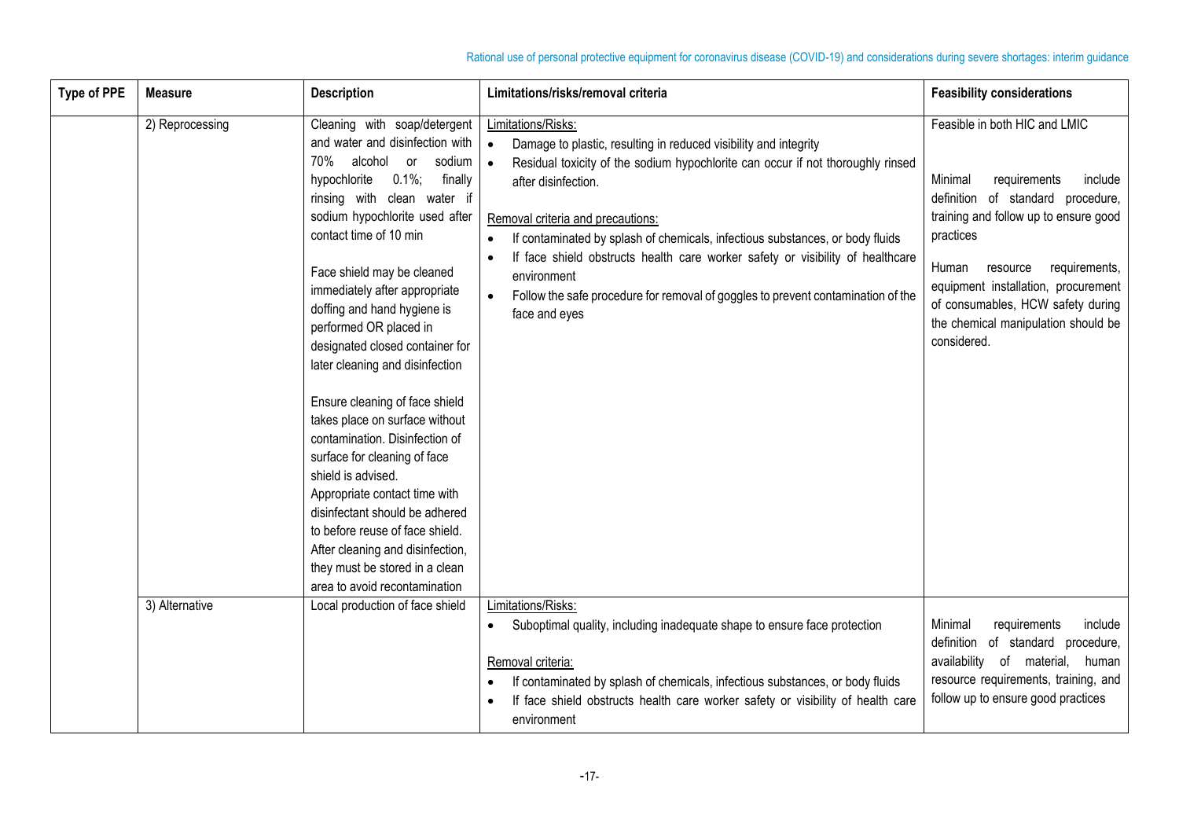| Type of PPE | Measure | Description | Limitations/risks/removal criteria | Feasibility considerations |
|---|---|---|---|---|
| | 2) Reprocessing | Cleaning with soap/detergent and water and disinfection with 70% alcohol or sodium hypochlorite 0.1%; finally rinsing with clean water if sodium hypochlorite used after contact time of 10 min<br><br>Face shield may be cleaned immediately after appropriate doffing and hand hygiene is performed OR placed in designated closed container for later cleaning and disinfection<br><br>Ensure cleaning of face shield takes place on surface without contamination. Disinfection of surface for cleaning of face shield is advised.<br>Appropriate contact time with disinfectant should be adhered to before reuse of face shield.<br>After cleaning and disinfection, they must be stored in a clean area to avoid recontamination | <u>Limitations/Risks:</u><br>• Damage to plastic, resulting in reduced visibility and integrity<br>• Residual toxicity of the sodium hypochlorite can occur if not thoroughly rinsed after disinfection.<br><br><u>Removal criteria and precautions:</u><br>• If contaminated by splash of chemicals, infectious substances, or body fluids<br>• If face shield obstructs health care worker safety or visibility of healthcare environment<br>• Follow the safe procedure for removal of goggles to prevent contamination of the face and eyes | Feasible in both HIC and LMIC<br><br>Minimal requirements include definition of standard procedure, training and follow up to ensure good practices<br><br>Human resource requirements, equipment installation, procurement of consumables, HCW safety during the chemical manipulation should be considered. |
| | 3) Alternative | Local production of face shield | <u>Limitations/Risks:</u><br>• Suboptimal quality, including inadequate shape to ensure face protection<br><br><u>Removal criteria:</u><br>• If contaminated by splash of chemicals, infectious substances, or body fluids<br>• If face shield obstructs health care worker safety or visibility of health care environment | Minimal requirements include definition of standard procedure, availability of material, human resource requirements, training, and follow up to ensure good practices |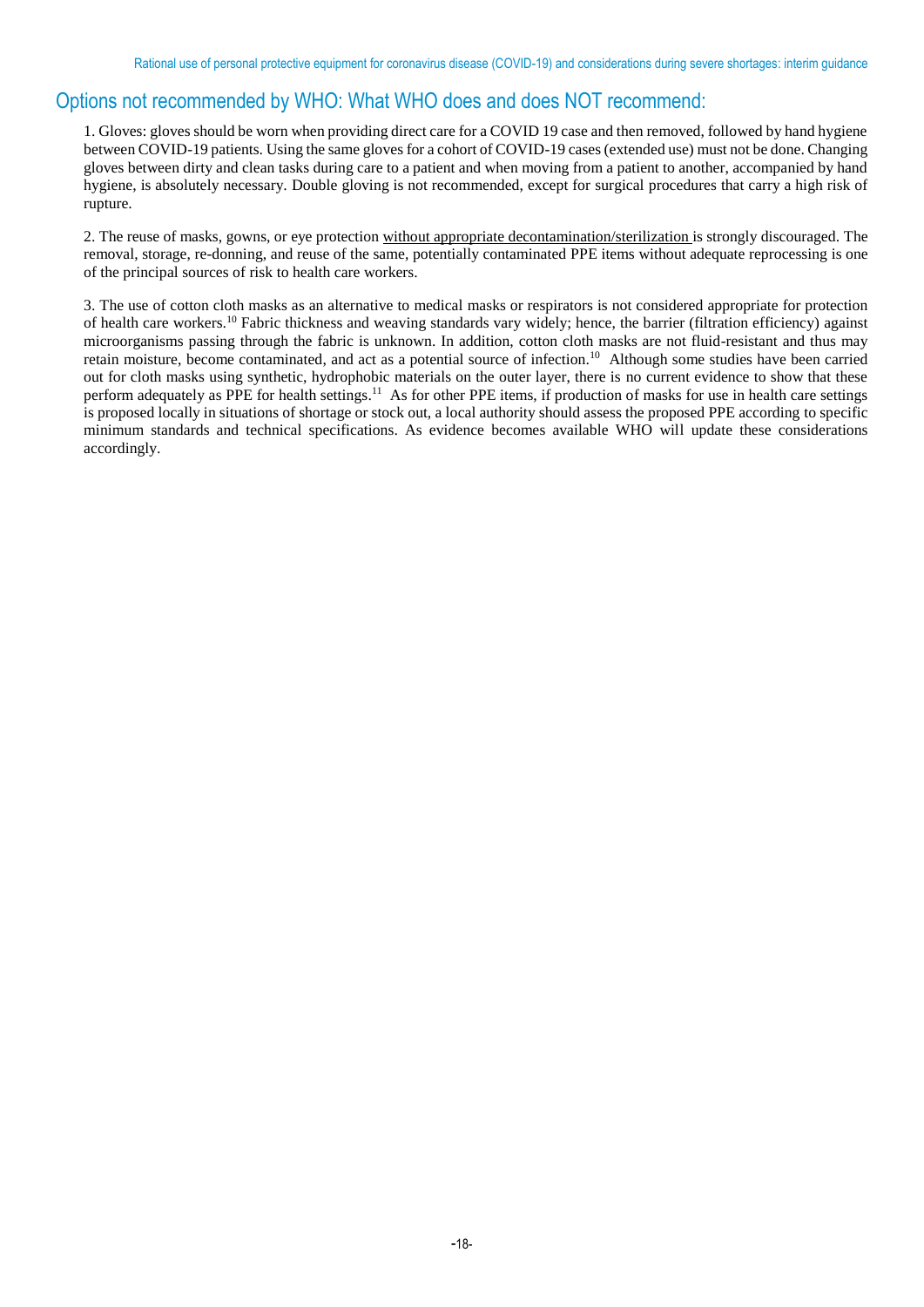## Options not recommended by WHO: What WHO does and does NOT recommend:

1. Gloves: gloves should be worn when providing direct care for a COVID 19 case and then removed, followed by hand hygiene between COVID-19 patients. Using the same gloves for a cohort of COVID-19 cases (extended use) must not be done. Changing gloves between dirty and clean tasks during care to a patient and when moving from a patient to another, accompanied by hand hygiene, is absolutely necessary. Double gloving is not recommended, except for surgical procedures that carry a high risk of rupture.

2. The reuse of masks, gowns, or eye protection without appropriate decontamination/sterilization is strongly discouraged. The removal, storage, re-donning, and reuse of the same, potentially contaminated PPE items without adequate reprocessing is one of the principal sources of risk to health care workers.

3. The use of cotton cloth masks as an alternative to medical masks or respirators is not considered appropriate for protection of health care workers.[10] Fabric thickness and weaving standards vary widely; hence, the barrier (filtration efficiency) against microorganisms passing through the fabric is unknown. In addition, cotton cloth masks are not fluid-resistant and thus may retain moisture, become contaminated, and act as a potential source of infection.[10] Although some studies have been carried out for cloth masks using synthetic, hydrophobic materials on the outer layer, there is no current evidence to show that these perform adequately as PPE for health settings.[11] As for other PPE items, if production of masks for use in health care settings is proposed locally in situations of shortage or stock out, a local authority should assess the proposed PPE according to specific minimum standards and technical specifications. As evidence becomes available WHO will update these considerations accordingly.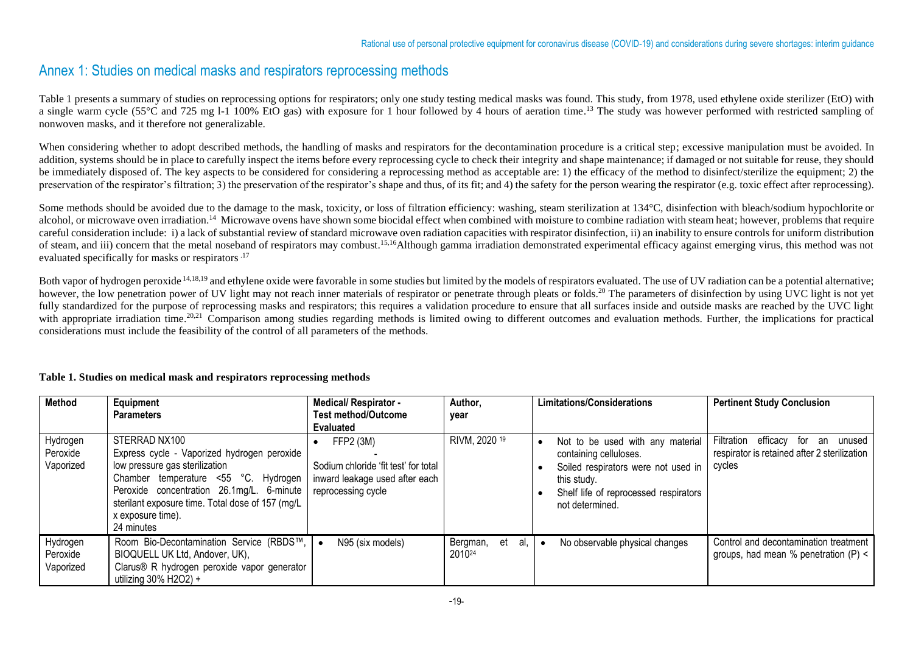## Annex 1: Studies on medical masks and respirators reprocessing methods

Table 1 presents a summary of studies on reprocessing options for respirators; only one study testing medical masks was found. This study, from 1978, used ethylene oxide sterilizer (EtO) with a single warm cycle (55°C and 725 mg l-1 100% EtO gas) with exposure for 1 hour followed by 4 hours of aeration time.[13] The study was however performed with restricted sampling of nonwoven masks, and it therefore not generalizable.

When considering whether to adopt described methods, the handling of masks and respirators for the decontamination procedure is a critical step; excessive manipulation must be avoided. In addition, systems should be in place to carefully inspect the items before every reprocessing cycle to check their integrity and shape maintenance; if damaged or not suitable for reuse, they should be immediately disposed of. The key aspects to be considered for considering a reprocessing method as acceptable are: 1) the efficacy of the method to disinfect/sterilize the equipment; 2) the preservation of the respirator's filtration; 3) the preservation of the respirator's shape and thus, of its fit; and 4) the safety for the person wearing the respirator (e.g. toxic effect after reprocessing).

Some methods should be avoided due to the damage to the mask, toxicity, or loss of filtration efficiency: washing, steam sterilization at 134°C, disinfection with bleach/sodium hypochlorite or alcohol, or microwave oven irradiation.[14] Microwave ovens have shown some biocidal effect when combined with moisture to combine radiation with steam heat; however, problems that require careful consideration include: i) a lack of substantial review of standard microwave oven radiation capacities with respirator disinfection, ii) an inability to ensure controls for uniform distribution of steam, and iii) concern that the metal noseband of respirators may combust.[15,16] Although gamma irradiation demonstrated experimental efficacy against emerging virus, this method was not evaluated specifically for masks or respirators.[17]

Both vapor of hydrogen peroxide [14,18,19] and ethylene oxide were favorable in some studies but limited by the models of respirators evaluated. The use of UV radiation can be a potential alternative; however, the low penetration power of UV light may not reach inner materials of respirator or penetrate through pleats or folds.[20] The parameters of disinfection by using UVC light is not yet fully standardized for the purpose of reprocessing masks and respirators; this requires a validation procedure to ensure that all surfaces inside and outside masks are reached by the UVC light with appropriate irradiation time.[20,21] Comparison among studies regarding methods is limited owing to different outcomes and evaluation methods. Further, the implications for practical considerations must include the feasibility of the control of all parameters of the methods.

**Table 1. Studies on medical mask and respirators reprocessing methods**

| Method | Equipment Parameters | Medical/ Respirator - Test method/Outcome Evaluated | Author, year | Limitations/Considerations | Pertinent Study Conclusion |
|---|---|---|---|---|---|
| Hydrogen Peroxide Vaporized | STERRAD NX100<br>Express cycle - Vaporized hydrogen peroxide low pressure gas sterilization<br>Chamber temperature <55 °C. Hydrogen Peroxide concentration 26.1mg/L. 6-minute sterilant exposure time. Total dose of 157 (mg/L x exposure time).<br>24 minutes | • FFP2 (3M)<br>-<br>Sodium chloride 'fit test' for total inward leakage used after each reprocessing cycle | RIVM, 2020 [19] | • Not to be used with any material containing celluloses.<br>• Soiled respirators were not used in this study.<br>• Shelf life of reprocessed respirators not determined. | Filtration efficacy for an unused respirator is retained after 2 sterilization cycles |
| Hydrogen Peroxide Vaporized | Room Bio-Decontamination Service (RBDS™, BIOQUELL UK Ltd, Andover, UK),<br>Clarus® R hydrogen peroxide vapor generator utilizing 30% $H_2O_2$) + | • N95 (six models) | Bergman, et al, 2010[24] | • No observable physical changes | Control and decontamination treatment groups, had mean % penetration (P) < |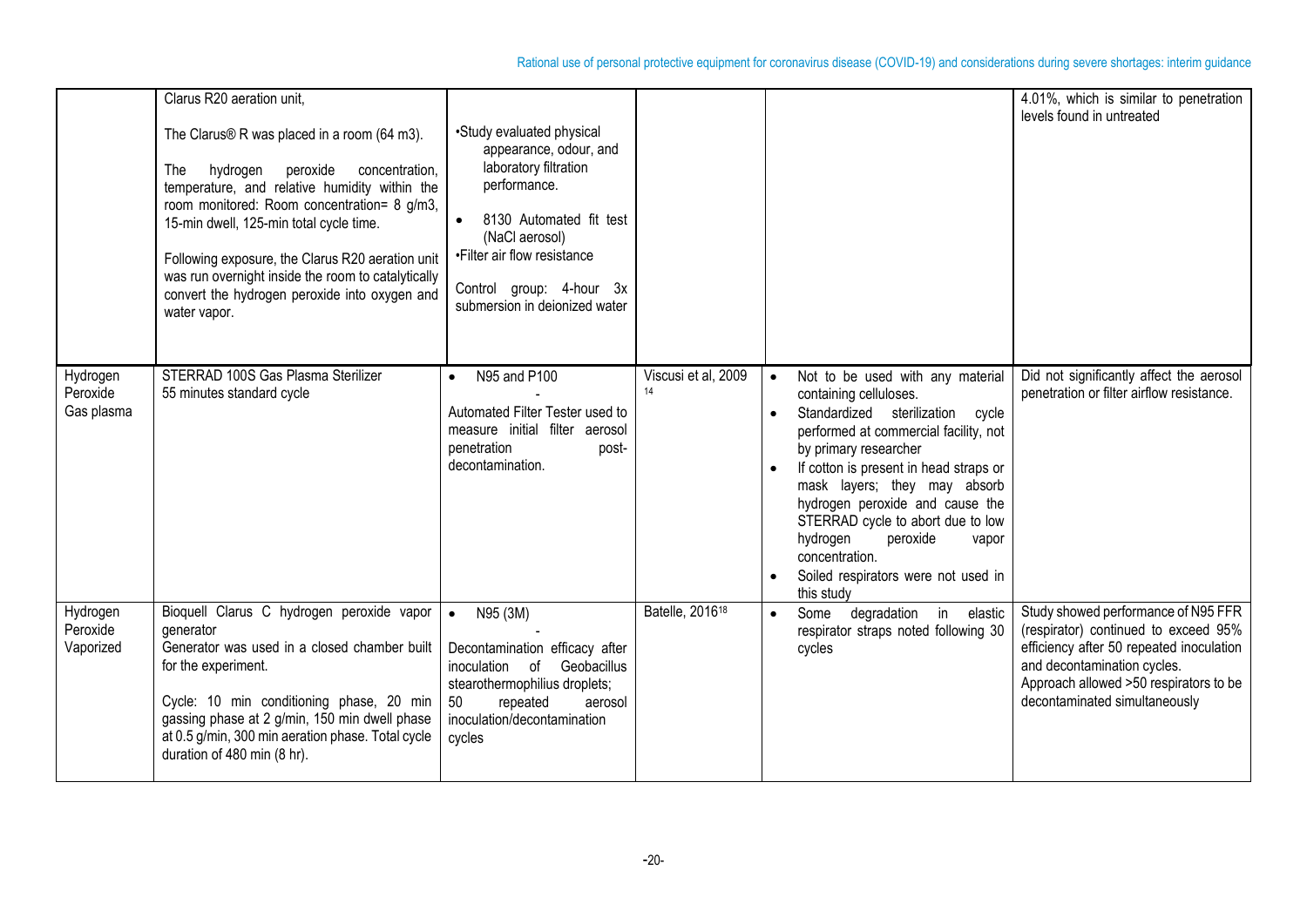| | | | | | |
|---|---|---|---|---|---|
| | Clarus R20 aeration unit,<br><br>The Clarus® R was placed in a room (64 m3).<br><br>The hydrogen peroxide concentration, temperature, and relative humidity within the room monitored: Room concentration= 8 g/m3, 15-min dwell, 125-min total cycle time.<br><br>Following exposure, the Clarus R20 aeration unit was run overnight inside the room to catalytically convert the hydrogen peroxide into oxygen and water vapor. | •Study evaluated physical appearance, odour, and laboratory filtration performance.<br>• 8130 Automated fit test (NaCl aerosol)<br>•Filter air flow resistance<br><br>Control group: 4-hour 3x submersion in deionized water | | | 4.01%, which is similar to penetration levels found in untreated |
| Hydrogen Peroxide Gas plasma | STERRAD 100S Gas Plasma Sterilizer<br>55 minutes standard cycle | • N95 and P100<br>-<br>Automated Filter Tester used to measure initial filter aerosol penetration post-decontamination. | Viscusi et al, 2009 [14] | • Not to be used with any material containing celluloses.<br>• Standardized sterilization cycle performed at commercial facility, not by primary researcher<br>• If cotton is present in head straps or mask layers; they may absorb hydrogen peroxide and cause the STERRAD cycle to abort due to low hydrogen peroxide vapor concentration.<br>• Soiled respirators were not used in this study | Did not significantly affect the aerosol penetration or filter airflow resistance. |
| Hydrogen Peroxide Vaporized | Bioquell Clarus C hydrogen peroxide vapor generator<br>Generator was used in a closed chamber built for the experiment.<br><br>Cycle: 10 min conditioning phase, 20 min gassing phase at 2 g/min, 150 min dwell phase at 0.5 g/min, 300 min aeration phase. Total cycle duration of 480 min (8 hr). | • N95 (3M)<br>-<br>Decontamination efficacy after inoculation of Geobacillus stearothermophilius droplets; 50 repeated aerosol inoculation/decontamination cycles | Batelle, 2016[18] | • Some degradation in elastic respirator straps noted following 30 cycles | Study showed performance of N95 FFR (respirator) continued to exceed 95% efficiency after 50 repeated inoculation and decontamination cycles.<br>Approach allowed >50 respirators to be decontaminated simultaneously |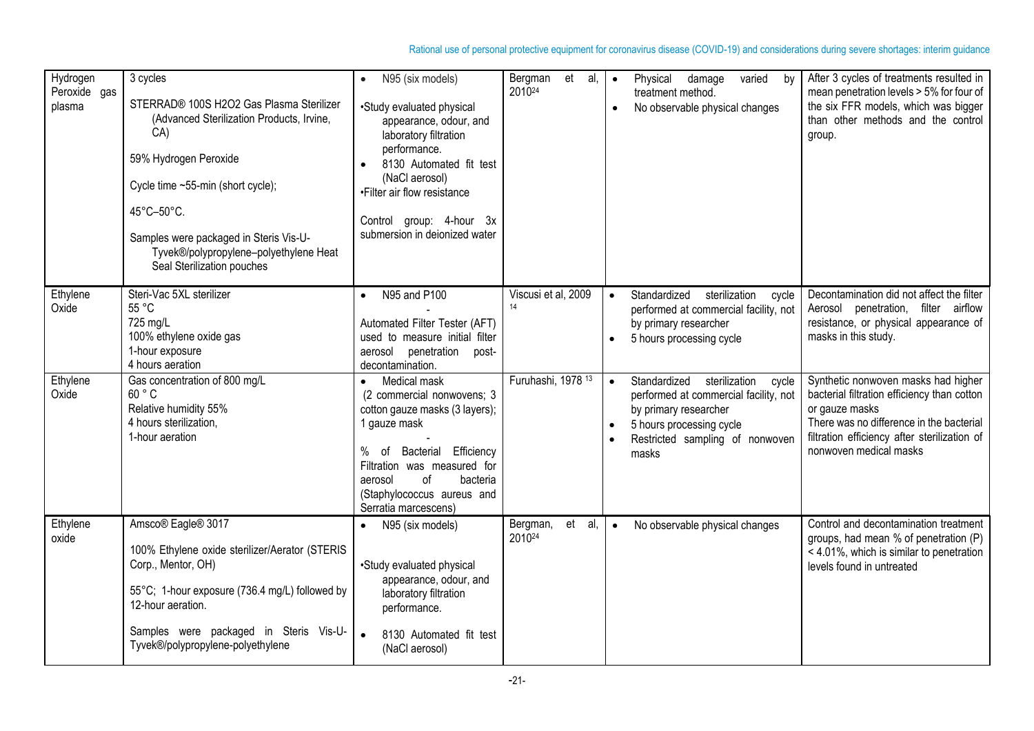| Hydrogen Peroxide gas plasma | 3 cycles<br><br>STERRAD® 100S H2O2 Gas Plasma Sterilizer (Advanced Sterilization Products, Irvine, CA)<br><br>59% Hydrogen Peroxide<br><br>Cycle time ~55-min (short cycle);<br><br>45°C–50°C.<br><br>Samples were packaged in Steris Vis-U-Tyvek®/polypropylene–polyethylene Heat Seal Sterilization pouches | • N95 (six models)<br><br>•Study evaluated physical appearance, odour, and laboratory filtration performance.<br>• 8130 Automated fit test (NaCl aerosol)<br>•Filter air flow resistance<br><br>Control group: 4-hour 3x submersion in deionized water | Bergman et al, 2010[24] | • Physical damage varied by treatment method.<br>• No observable physical changes | After 3 cycles of treatments resulted in mean penetration levels > 5% for four of the six FFR models, which was bigger than other methods and the control group. |
|---|---|---|---|---|---|
| Ethylene Oxide | Steri-Vac 5XL sterilizer<br>55 °C<br>725 mg/L<br>100% ethylene oxide gas<br>1-hour exposure<br>4 hours aeration | • N95 and P100<br>-<br>Automated Filter Tester (AFT) used to measure initial filter aerosol penetration post-decontamination. | Viscusi et al, 2009 [14] | • Standardized sterilization cycle performed at commercial facility, not by primary researcher<br>• 5 hours processing cycle | Decontamination did not affect the filter Aerosol penetration, filter airflow resistance, or physical appearance of masks in this study. |
| Ethylene Oxide | Gas concentration of 800 mg/L<br>60 ° C<br>Relative humidity 55%<br>4 hours sterilization,<br>1-hour aeration | • Medical mask<br>(2 commercial nonwovens; 3 cotton gauze masks (3 layers); 1 gauze mask<br>-<br>% of Bacterial Efficiency Filtration was measured for aerosol of bacteria (Staphylococcus aureus and Serratia marcescens) | Furuhashi, 1978 [13] | • Standardized sterilization cycle performed at commercial facility, not by primary researcher<br>• 5 hours processing cycle<br>• Restricted sampling of nonwoven masks | Synthetic nonwoven masks had higher bacterial filtration efficiency than cotton or gauze masks<br>There was no difference in the bacterial filtration efficiency after sterilization of nonwoven medical masks |
| Ethylene oxide | Amsco® Eagle® 3017<br><br>100% Ethylene oxide sterilizer/Aerator (STERIS Corp., Mentor, OH)<br><br>55°C; 1-hour exposure (736.4 mg/L) followed by 12-hour aeration.<br><br>Samples were packaged in Steris Vis-U-Tyvek®/polypropylene-polyethylene | • N95 (six models)<br><br>•Study evaluated physical appearance, odour, and laboratory filtration performance.<br><br>• 8130 Automated fit test (NaCl aerosol) | Bergman, et al, 2010[24] | • No observable physical changes | Control and decontamination treatment groups, had mean % of penetration (P) < 4.01%, which is similar to penetration levels found in untreated |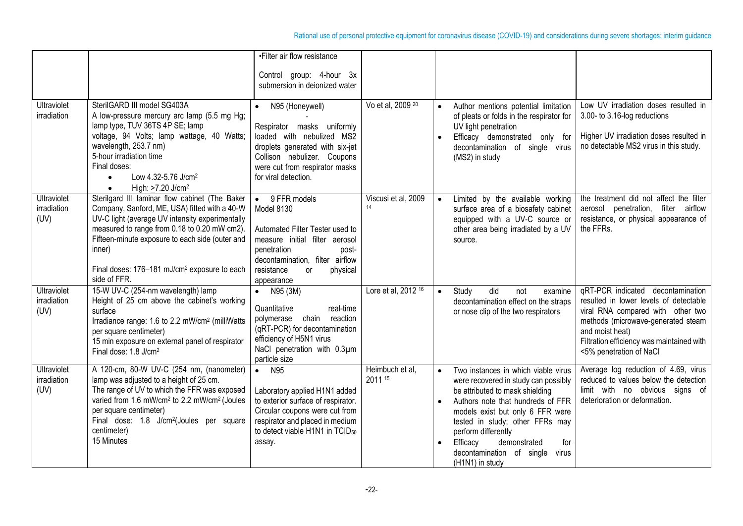| | | •Filter air flow resistance<br><br>Control group: 4-hour 3x submersion in deionized water | | | |
|---|---|---|---|---|---|
| Ultraviolet irradiation | SterilGARD III model SG403A<br>A low-pressure mercury arc lamp (5.5 mg Hg; lamp type, TUV 36TS 4P SE; lamp voltage, 94 Volts; lamp wattage, 40 Watts; wavelength, 253.7 nm)<br>5-hour irradiation time<br>Final doses:<br>• Low 4.32-5.76 J/cm²<br>• High: >7.20 J/cm² | • N95 (Honeywell)<br>-<br>Respirator masks uniformly loaded with nebulized MS2 droplets generated with six-jet Collison nebulizer. Coupons were cut from respirator masks for viral detection. | Vo et al, 2009 [20] | • Author mentions potential limitation of pleats or folds in the respirator for UV light penetration<br>• Efficacy demonstrated only for decontamination of single virus (MS2) in study | Low UV irradiation doses resulted in 3.00- to 3.16-log reductions<br><br>Higher UV irradiation doses resulted in no detectable MS2 virus in this study. |
| Ultraviolet irradiation (UV) | Sterilgard III laminar flow cabinet (The Baker Company, Sanford, ME, USA) fitted with a 40-W UV-C light (average UV intensity experimentally measured to range from 0.18 to 0.20 mW cm2). Fifteen-minute exposure to each side (outer and inner)<br><br>Final doses: 176–181 mJ/cm² exposure to each side of FFR. | • 9 FFR models<br>Model 8130<br><br>Automated Filter Tester used to measure initial filter aerosol penetration post-decontamination, filter airflow resistance or physical appearance | Viscusi et al, 2009 [14] | • Limited by the available working surface area of a biosafety cabinet equipped with a UV-C source or other area being irradiated by a UV source. | the treatment did not affect the filter aerosol penetration, filter airflow resistance, or physical appearance of the FFRs. |
| Ultraviolet irradiation (UV) | 15-W UV-C (254-nm wavelength) lamp<br>Height of 25 cm above the cabinet's working surface<br>Irradiance range: 1.6 to 2.2 mW/cm² (milliWatts per square centimeter)<br>15 min exposure on external panel of respirator<br>Final dose: 1.8 J/cm² | • N95 (3M)<br><br>Quantitative real-time polymerase chain reaction (qRT-PCR) for decontamination efficiency of H5N1 virus<br>NaCl penetration with 0.3µm particle size | Lore et al, 2012 [16] | • Study did not examine decontamination effect on the straps or nose clip of the two respirators | qRT-PCR indicated decontamination resulted in lower levels of detectable viral RNA compared with other two methods (microwave-generated steam and moist heat)<br>Filtration efficiency was maintained with <5% penetration of NaCl |
| Ultraviolet irradiation (UV) | A 120-cm, 80-W UV-C (254 nm, (nanometer) lamp was adjusted to a height of 25 cm.<br>The range of UV to which the FFR was exposed varied from 1.6 mW/cm² to 2.2 mW/cm² (Joules per square centimeter)<br>Final dose: 1.8 J/cm²(Joules per square centimeter)<br>15 Minutes | • N95<br><br>Laboratory applied H1N1 added to exterior surface of respirator. Circular coupons were cut from respirator and placed in medium to detect viable H1N1 in $TCID_{50}$ assay. | Heimbuch et al, 2011 [15] | • Two instances in which viable virus were recovered in study can possibly be attributed to mask shielding<br>• Authors note that hundreds of FFR models exist but only 6 FFR were tested in study; other FFRs may perform differently<br>• Efficacy demonstrated for decontamination of single virus (H1N1) in study | Average log reduction of 4.69, virus reduced to values below the detection limit with no obvious signs of deterioration or deformation. |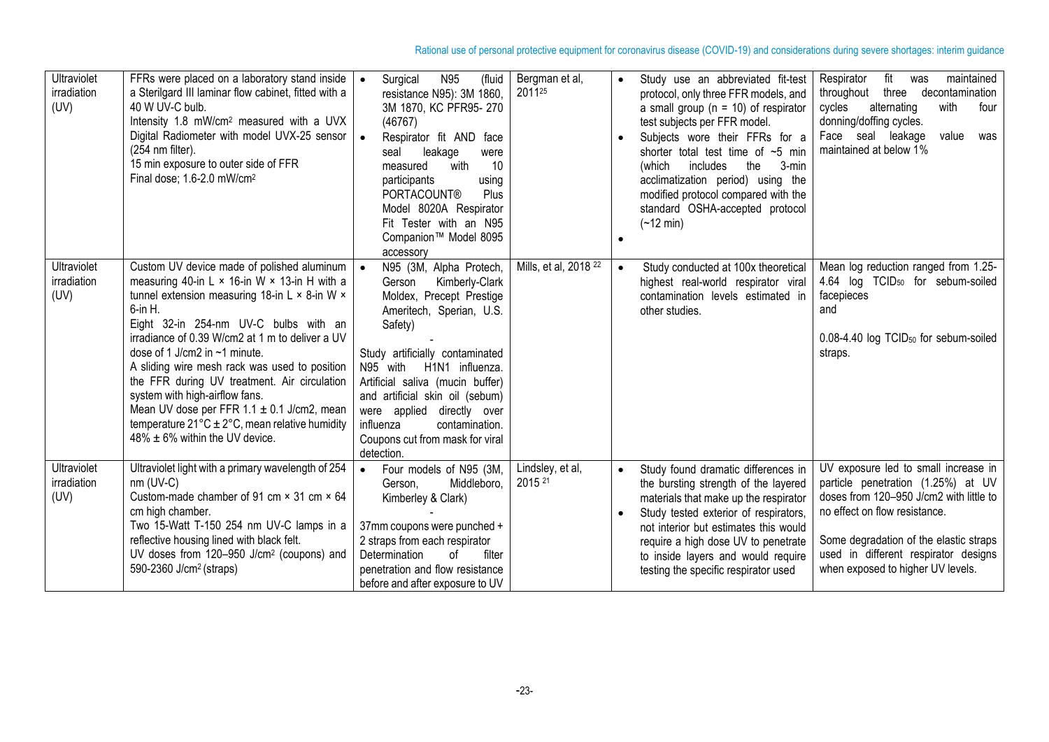| Ultraviolet irradiation (UV) | FFRs were placed on a laboratory stand inside a Sterilgard III laminar flow cabinet, fitted with a 40 W UV-C bulb.<br>Intensity 1.8 mW/cm$^2$ measured with a UVX Digital Radiometer with model UVX-25 sensor (254 nm filter).<br>15 min exposure to outer side of FFR<br>Final dose; 1.6-2.0 mW/cm$^2$ | • Surgical N95 (fluid resistance N95): 3M 1860, 3M 1870, KC PFR95- 270 (46767)<br>• Respirator fit AND face seal leakage were measured with 10 participants using PORTACOUNT® Plus Model 8020A Respirator Fit Tester with an N95 Companion™ Model 8095 accessory | Bergman et al, 2011[25] | • Study use an abbreviated fit-test protocol, only three FFR models, and a small group (n = 10) of respirator test subjects per FFR model.<br>• Subjects wore their FFRs for a shorter total test time of ~5 min (which includes the 3-min acclimatization period) using the modified protocol compared with the standard OSHA-accepted protocol (~12 min)<br>• | Respirator fit was maintained throughout three decontamination cycles alternating with four donning/doffing cycles.<br>Face seal leakage value was maintained at below 1% |
|---|---|---|---|---|---|
| Ultraviolet irradiation (UV) | Custom UV device made of polished aluminum measuring 40-in L × 16-in W × 13-in H with a tunnel extension measuring 18-in L × 8-in W × 6-in H.<br>Eight 32-in 254-nm UV-C bulbs with an irradiance of 0.39 W/cm2 at 1 m to deliver a UV dose of 1 J/cm2 in ~1 minute.<br>A sliding wire mesh rack was used to position the FFR during UV treatment. Air circulation system with high-airflow fans.<br>Mean UV dose per FFR 1.1 ± 0.1 J/cm2, mean temperature 21°C ± 2°C, mean relative humidity 48% ± 6% within the UV device. | • N95 (3M, Alpha Protech, Gerson Kimberly-Clark Moldex, Precept Prestige Ameritech, Sperian, U.S. Safety)<br>-<br>Study artificially contaminated N95 with H1N1 influenza. Artificial saliva (mucin buffer) and artificial skin oil (sebum) were applied directly over influenza contamination. Coupons cut from mask for viral detection. | Mills, et al, 2018 [22] | • Study conducted at 100x theoretical highest real-world respirator viral contamination levels estimated in other studies. | Mean log reduction ranged from 1.25-4.64 log $TCID_{50}$ for sebum-soiled facepieces<br>and<br>0.08-4.40 log $TCID_{50}$ for sebum-soiled straps. |
| Ultraviolet irradiation (UV) | Ultraviolet light with a primary wavelength of 254 nm (UV-C)<br>Custom-made chamber of 91 cm × 31 cm × 64 cm high chamber.<br>Two 15-Watt T-150 254 nm UV-C lamps in a reflective housing lined with black felt.<br>UV doses from 120–950 J/cm$^2$ (coupons) and 590-2360 J/cm$^2$ (straps) | • Four models of N95 (3M, Gerson, Middleboro, Kimberley & Clark)<br>-<br>37mm coupons were punched + 2 straps from each respirator<br>Determination of filter penetration and flow resistance before and after exposure to UV | Lindsley, et al, 2015 [21] | • Study found dramatic differences in the bursting strength of the layered materials that make up the respirator<br>• Study tested exterior of respirators, not interior but estimates this would require a high dose UV to penetrate to inside layers and would require testing the specific respirator used | UV exposure led to small increase in particle penetration (1.25%) at UV doses from 120–950 J/cm2 with little to no effect on flow resistance.<br><br>Some degradation of the elastic straps used in different respirator designs when exposed to higher UV levels. |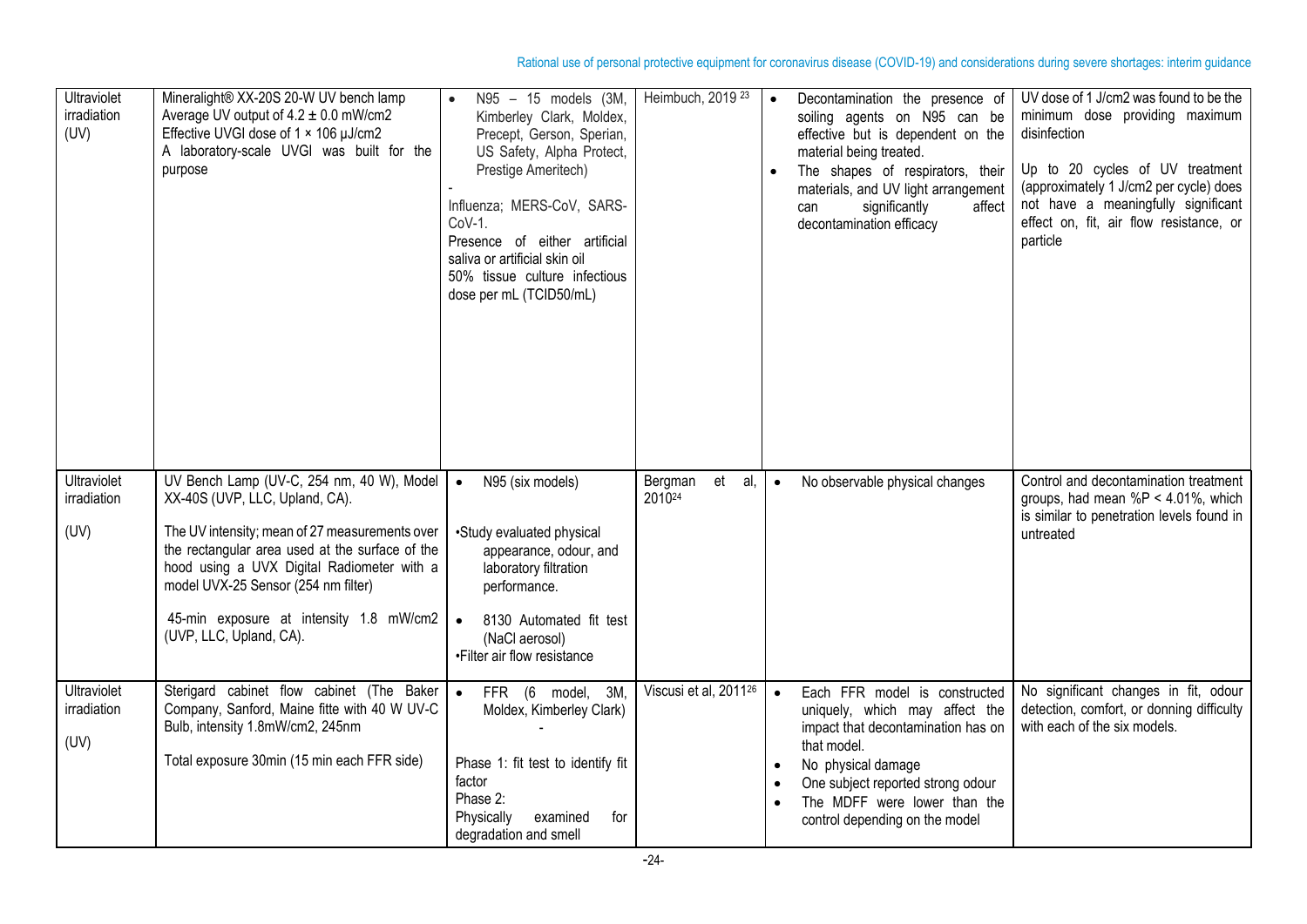| Ultraviolet irradiation (UV) | Mineralight® XX-20S 20-W UV bench lamp<br>Average UV output of 4.2 ± 0.0 mW/cm2<br>Effective UVGI dose of 1 × 106 µJ/cm2<br>A laboratory-scale UVGI was built for the purpose | • N95 – 15 models (3M, Kimberley Clark, Moldex, Precept, Gerson, Sperian, US Safety, Alpha Protect, Prestige Ameritech)<br>-<br>Influenza; MERS-CoV, SARS-CoV-1.<br>Presence of either artificial saliva or artificial skin oil<br>50% tissue culture infectious dose per mL (TCID50/mL) | Heimbuch, 2019 [23] | • Decontamination the presence of soiling agents on N95 can be effective but is dependent on the material being treated.<br>• The shapes of respirators, their materials, and UV light arrangement can significantly affect decontamination efficacy | UV dose of 1 J/cm2 was found to be the minimum dose providing maximum disinfection<br><br>Up to 20 cycles of UV treatment (approximately 1 J/cm2 per cycle) does not have a meaningfully significant effect on, fit, air flow resistance, or particle |
|---|---|---|---|---|---|
| Ultraviolet irradiation<br><br>(UV) | UV Bench Lamp (UV-C, 254 nm, 40 W), Model XX-40S (UVP, LLC, Upland, CA).<br><br>The UV intensity; mean of 27 measurements over the rectangular area used at the surface of the hood using a UVX Digital Radiometer with a model UVX-25 Sensor (254 nm filter)<br><br>45-min exposure at intensity 1.8 mW/cm2 (UVP, LLC, Upland, CA). | • N95 (six models)<br><br>•Study evaluated physical appearance, odour, and laboratory filtration performance.<br>• 8130 Automated fit test (NaCl aerosol)<br>•Filter air flow resistance | Bergman et al, 2010[24] | • No observable physical changes | Control and decontamination treatment groups, had mean %P < 4.01%, which is similar to penetration levels found in untreated |
| Ultraviolet irradiation<br><br>(UV) | Sterigard cabinet flow cabinet (The Baker Company, Sanford, Maine fitte with 40 W UV-C Bulb, intensity 1.8mW/cm2, 245nm<br><br>Total exposure 30min (15 min each FFR side) | • FFR (6 model, 3M, Moldex, Kimberley Clark)<br>-<br><br>Phase 1: fit test to identify fit factor<br>Phase 2:<br>Physically examined for degradation and smell | Viscusi et al, 2011[26] | • Each FFR model is constructed uniquely, which may affect the impact that decontamination has on that model.<br>• No physical damage<br>• One subject reported strong odour<br>• The MDFF were lower than the control depending on the model | No significant changes in fit, odour detection, comfort, or donning difficulty with each of the six models. |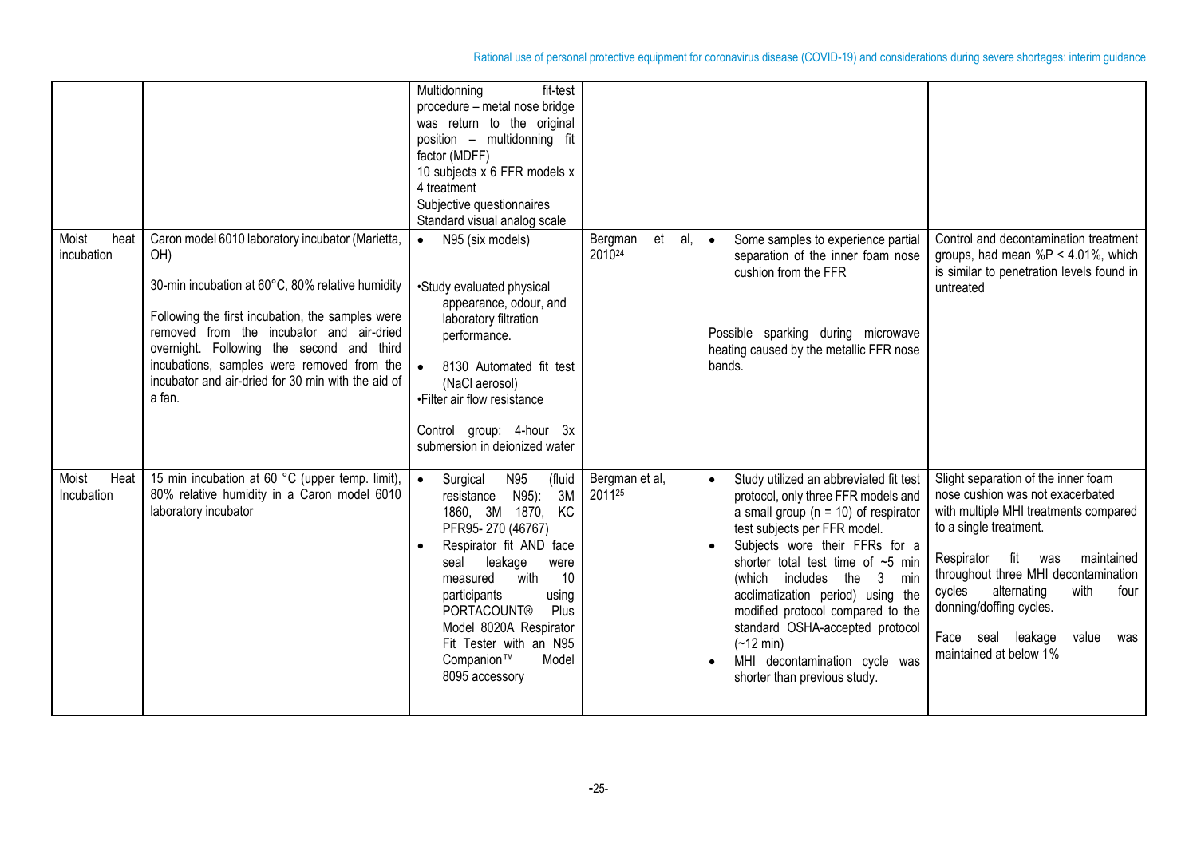| | | | | | |
|---|---|---|---|---|---|
| | | Multidonning fit-test procedure – metal nose bridge was return to the original position – multidonning fit factor (MDFF)<br>10 subjects x 6 FFR models x 4 treatment<br>Subjective questionnaires<br>Standard visual analog scale | | | |
| Moist heat incubation | Caron model 6010 laboratory incubator (Marietta, OH)<br><br>30-min incubation at 60°C, 80% relative humidity<br><br>Following the first incubation, the samples were removed from the incubator and air-dried overnight. Following the second and third incubations, samples were removed from the incubator and air-dried for 30 min with the aid of a fan. | • N95 (six models)<br><br>•Study evaluated physical appearance, odour, and laboratory filtration performance.<br><br>• 8130 Automated fit test (NaCl aerosol)<br>•Filter air flow resistance<br><br>Control group: 4-hour 3x submersion in deionized water | Bergman et al, 2010[24] | • Some samples to experience partial separation of the inner foam nose cushion from the FFR<br><br>Possible sparking during microwave heating caused by the metallic FFR nose bands. | Control and decontamination treatment groups, had mean %P < 4.01%, which is similar to penetration levels found in untreated |
| Moist Heat Incubation | 15 min incubation at 60 °C (upper temp. limit), 80% relative humidity in a Caron model 6010 laboratory incubator | • Surgical N95 (fluid resistance N95): 3M 1860, 3M 1870, KC PFR95- 270 (46767)<br>• Respirator fit AND face seal leakage were measured with 10 participants using PORTACOUNT® Plus Model 8020A Respirator Fit Tester with an N95 Companion™ Model 8095 accessory | Bergman et al, 2011[25] | • Study utilized an abbreviated fit test protocol, only three FFR models and a small group (n = 10) of respirator test subjects per FFR model.<br>• Subjects wore their FFRs for a shorter total test time of ~5 min (which includes the 3 min acclimatization period) using the modified protocol compared to the standard OSHA-accepted protocol (~12 min)<br>• MHI decontamination cycle was shorter than previous study. | Slight separation of the inner foam nose cushion was not exacerbated with multiple MHI treatments compared to a single treatment.<br><br>Respirator fit was maintained throughout three MHI decontamination cycles alternating with four donning/doffing cycles.<br><br>Face seal leakage value was maintained at below 1% |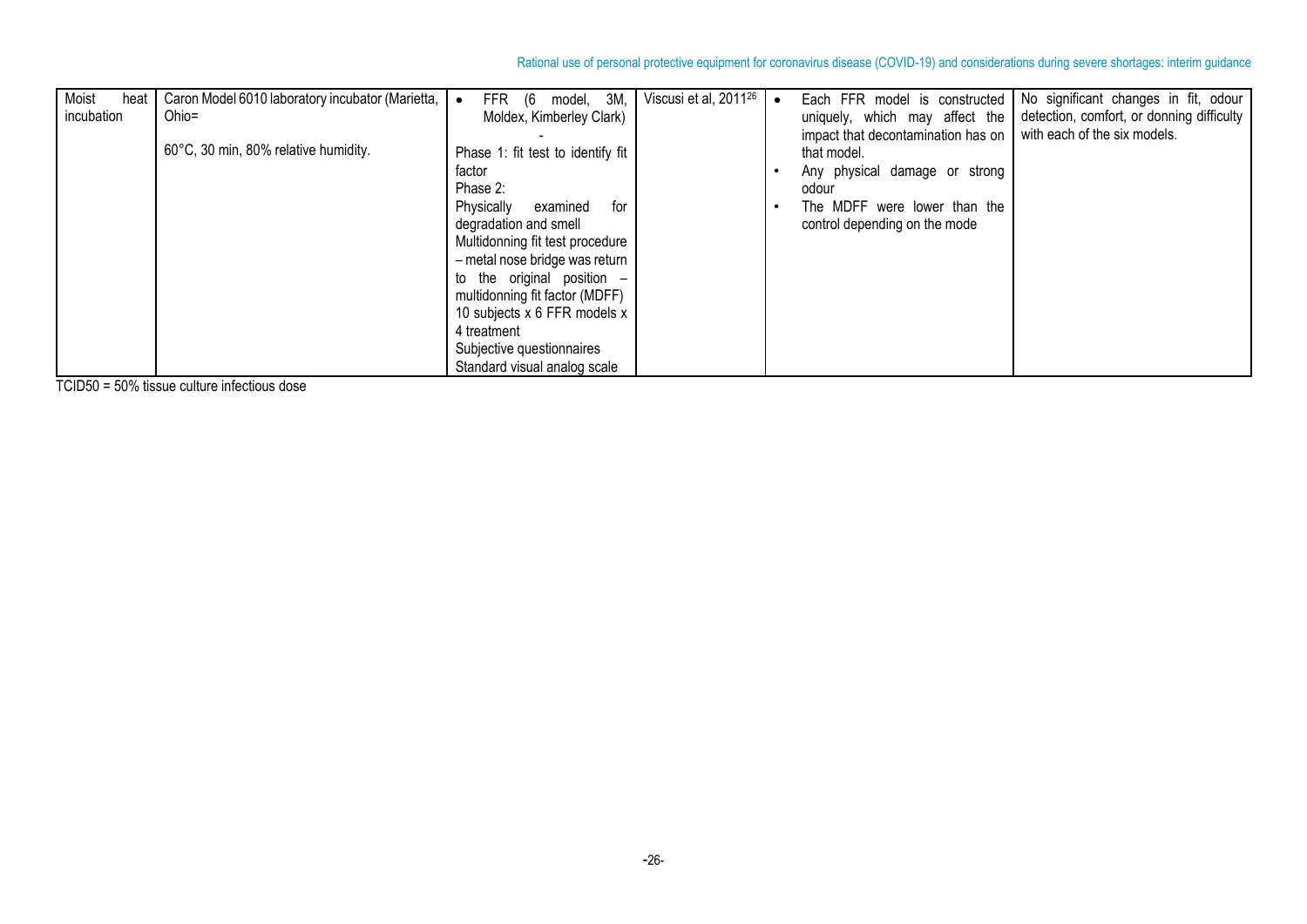| Moist heat incubation | Caron Model 6010 laboratory incubator (Marietta, Ohio=<br><br>60°C, 30 min, 80% relative humidity. | • FFR (6 model, 3M, Moldex, Kimberley Clark)<br>-<br>Phase 1: fit test to identify fit factor<br>Phase 2:<br>Physically examined for degradation and smell<br>Multidonning fit test procedure – metal nose bridge was return to the original position – multidonning fit factor (MDFF)<br>10 subjects x 6 FFR models x 4 treatment<br>Subjective questionnaires<br>Standard visual analog scale | Viscusi et al, 2011[26] | • Each FFR model is constructed uniquely, which may affect the impact that decontamination has on that model.<br>• Any physical damage or strong odour<br>• The MDFF were lower than the control depending on the mode | No significant changes in fit, odour detection, comfort, or donning difficulty with each of the six models. |
|---|---|---|---|---|---|

TCID50 = 50% tissue culture infectious dose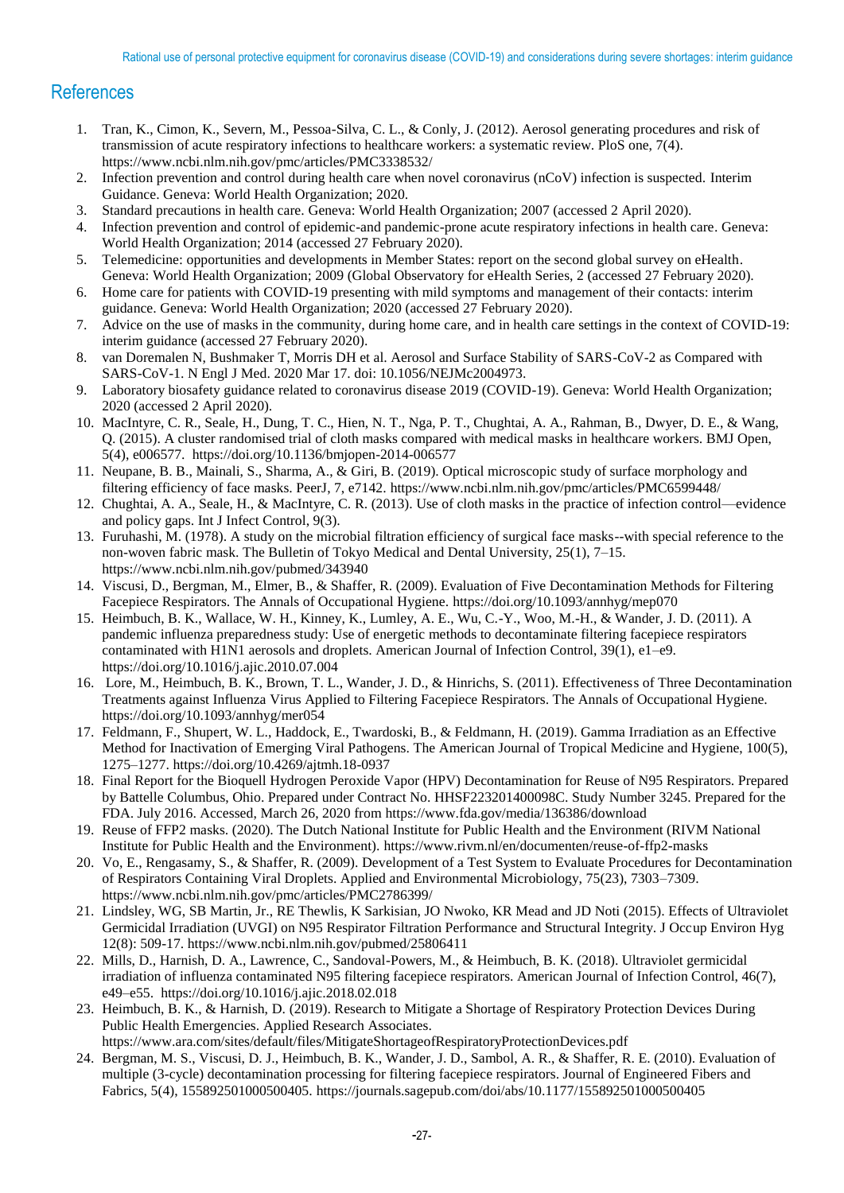## References

1. Tran, K., Cimon, K., Severn, M., Pessoa-Silva, C. L., & Conly, J. (2012). Aerosol generating procedures and risk of transmission of acute respiratory infections to healthcare workers: a systematic review. PloS one, 7(4). https://www.ncbi.nlm.nih.gov/pmc/articles/PMC3338532/
2. Infection prevention and control during health care when novel coronavirus (nCoV) infection is suspected. Interim Guidance. Geneva: World Health Organization; 2020.
3. Standard precautions in health care. Geneva: World Health Organization; 2007 (accessed 2 April 2020).
4. Infection prevention and control of epidemic-and pandemic-prone acute respiratory infections in health care. Geneva: World Health Organization; 2014 (accessed 27 February 2020).
5. Telemedicine: opportunities and developments in Member States: report on the second global survey on eHealth. Geneva: World Health Organization; 2009 (Global Observatory for eHealth Series, 2 (accessed 27 February 2020).
6. Home care for patients with COVID-19 presenting with mild symptoms and management of their contacts: interim guidance. Geneva: World Health Organization; 2020 (accessed 27 February 2020).
7. Advice on the use of masks in the community, during home care, and in health care settings in the context of COVID-19: interim guidance (accessed 27 February 2020).
8. van Doremalen N, Bushmaker T, Morris DH et al. Aerosol and Surface Stability of SARS-CoV-2 as Compared with SARS-CoV-1. N Engl J Med. 2020 Mar 17. doi: 10.1056/NEJMc2004973.
9. Laboratory biosafety guidance related to coronavirus disease 2019 (COVID-19). Geneva: World Health Organization; 2020 (accessed 2 April 2020).
10. MacIntyre, C. R., Seale, H., Dung, T. C., Hien, N. T., Nga, P. T., Chughtai, A. A., Rahman, B., Dwyer, D. E., & Wang, Q. (2015). A cluster randomised trial of cloth masks compared with medical masks in healthcare workers. BMJ Open, 5(4), e006577. https://doi.org/10.1136/bmjopen-2014-006577
11. Neupane, B. B., Mainali, S., Sharma, A., & Giri, B. (2019). Optical microscopic study of surface morphology and filtering efficiency of face masks. PeerJ, 7, e7142. https://www.ncbi.nlm.nih.gov/pmc/articles/PMC6599448/
12. Chughtai, A. A., Seale, H., & MacIntyre, C. R. (2013). Use of cloth masks in the practice of infection control—evidence and policy gaps. Int J Infect Control, 9(3).
13. Furuhashi, M. (1978). A study on the microbial filtration efficiency of surgical face masks--with special reference to the non-woven fabric mask. The Bulletin of Tokyo Medical and Dental University, 25(1), 7–15. https://www.ncbi.nlm.nih.gov/pubmed/343940
14. Viscusi, D., Bergman, M., Elmer, B., & Shaffer, R. (2009). Evaluation of Five Decontamination Methods for Filtering Facepiece Respirators. The Annals of Occupational Hygiene. https://doi.org/10.1093/annhyg/mep070
15. Heimbuch, B. K., Wallace, W. H., Kinney, K., Lumley, A. E., Wu, C.-Y., Woo, M.-H., & Wander, J. D. (2011). A pandemic influenza preparedness study: Use of energetic methods to decontaminate filtering facepiece respirators contaminated with H1N1 aerosols and droplets. American Journal of Infection Control, 39(1), e1–e9. https://doi.org/10.1016/j.ajic.2010.07.004
16. Lore, M., Heimbuch, B. K., Brown, T. L., Wander, J. D., & Hinrichs, S. (2011). Effectiveness of Three Decontamination Treatments against Influenza Virus Applied to Filtering Facepiece Respirators. The Annals of Occupational Hygiene. https://doi.org/10.1093/annhyg/mer054
17. Feldmann, F., Shupert, W. L., Haddock, E., Twardoski, B., & Feldmann, H. (2019). Gamma Irradiation as an Effective Method for Inactivation of Emerging Viral Pathogens. The American Journal of Tropical Medicine and Hygiene, 100(5), 1275–1277. https://doi.org/10.4269/ajtmh.18-0937
18. Final Report for the Bioquell Hydrogen Peroxide Vapor (HPV) Decontamination for Reuse of N95 Respirators. Prepared by Battelle Columbus, Ohio. Prepared under Contract No. HHSF223201400098C. Study Number 3245. Prepared for the FDA. July 2016. Accessed, March 26, 2020 from https://www.fda.gov/media/136386/download
19. Reuse of FFP2 masks. (2020). The Dutch National Institute for Public Health and the Environment (RIVM National Institute for Public Health and the Environment). https://www.rivm.nl/en/documenten/reuse-of-ffp2-masks
20. Vo, E., Rengasamy, S., & Shaffer, R. (2009). Development of a Test System to Evaluate Procedures for Decontamination of Respirators Containing Viral Droplets. Applied and Environmental Microbiology, 75(23), 7303–7309. https://www.ncbi.nlm.nih.gov/pmc/articles/PMC2786399/
21. Lindsley, WG, SB Martin, Jr., RE Thewlis, K Sarkisian, JO Nwoko, KR Mead and JD Noti (2015). Effects of Ultraviolet Germicidal Irradiation (UVGI) on N95 Respirator Filtration Performance and Structural Integrity. J Occup Environ Hyg 12(8): 509-17. https://www.ncbi.nlm.nih.gov/pubmed/25806411
22. Mills, D., Harnish, D. A., Lawrence, C., Sandoval-Powers, M., & Heimbuch, B. K. (2018). Ultraviolet germicidal irradiation of influenza contaminated N95 filtering facepiece respirators. American Journal of Infection Control, 46(7), e49–e55. https://doi.org/10.1016/j.ajic.2018.02.018
23. Heimbuch, B. K., & Harnish, D. (2019). Research to Mitigate a Shortage of Respiratory Protection Devices During Public Health Emergencies. Applied Research Associates. https://www.ara.com/sites/default/files/MitigateShortageofRespiratoryProtectionDevices.pdf
24. Bergman, M. S., Viscusi, D. J., Heimbuch, B. K., Wander, J. D., Sambol, A. R., & Shaffer, R. E. (2010). Evaluation of multiple (3-cycle) decontamination processing for filtering facepiece respirators. Journal of Engineered Fibers and Fabrics, 5(4), 155892501000500405. https://journals.sagepub.com/doi/abs/10.1177/155892501000500405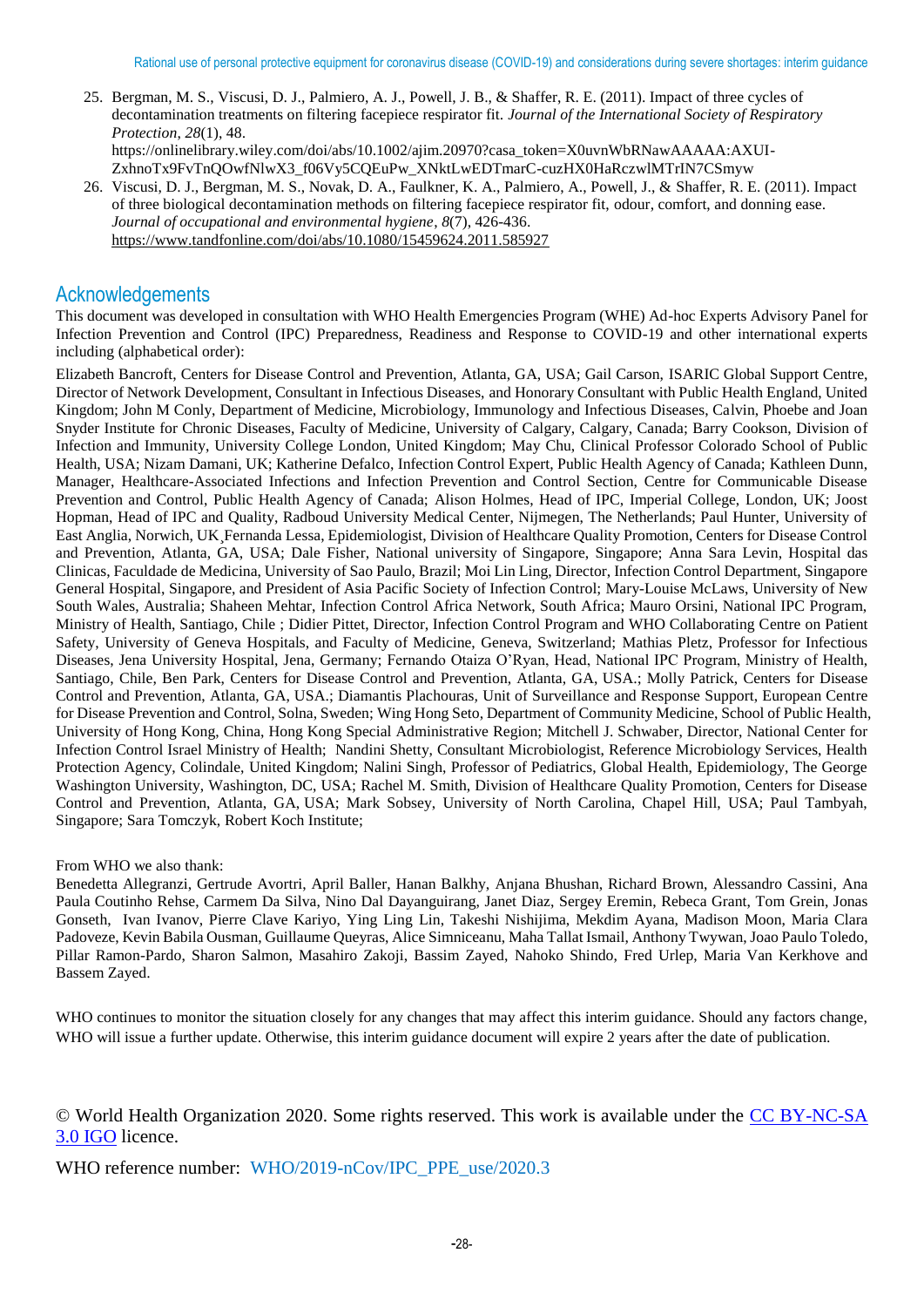25. Bergman, M. S., Viscusi, D. J., Palmiero, A. J., Powell, J. B., & Shaffer, R. E. (2011). Impact of three cycles of decontamination treatments on filtering facepiece respirator fit. *Journal of the International Society of Respiratory Protection*, *28*(1), 48. https://onlinelibrary.wiley.com/doi/abs/10.1002/ajim.20970?casa_token=X0uvnWbRNawAAAAA:AXUI-ZxhnoTx9FvTnQOwfNlwX3_f06Vy5CQEuPw_XNktLwEDTmarC-cuzHX0HaRczwlMTrIN7CSmyw
26. Viscusi, D. J., Bergman, M. S., Novak, D. A., Faulkner, K. A., Palmiero, A., Powell, J., & Shaffer, R. E. (2011). Impact of three biological decontamination methods on filtering facepiece respirator fit, odour, comfort, and donning ease. *Journal of occupational and environmental hygiene*, *8*(7), 426-436. https://www.tandfonline.com/doi/abs/10.1080/15459624.2011.585927

## Acknowledgements

This document was developed in consultation with WHO Health Emergencies Program (WHE) Ad-hoc Experts Advisory Panel for Infection Prevention and Control (IPC) Preparedness, Readiness and Response to COVID-19 and other international experts including (alphabetical order):

Elizabeth Bancroft, Centers for Disease Control and Prevention, Atlanta, GA, USA; Gail Carson, ISARIC Global Support Centre, Director of Network Development, Consultant in Infectious Diseases, and Honorary Consultant with Public Health England, United Kingdom; John M Conly, Department of Medicine, Microbiology, Immunology and Infectious Diseases, Calvin, Phoebe and Joan Snyder Institute for Chronic Diseases, Faculty of Medicine, University of Calgary, Calgary, Canada; Barry Cookson, Division of Infection and Immunity, University College London, United Kingdom; May Chu, Clinical Professor Colorado School of Public Health, USA; Nizam Damani, UK; Katherine Defalco, Infection Control Expert, Public Health Agency of Canada; Kathleen Dunn, Manager, Healthcare-Associated Infections and Infection Prevention and Control Section, Centre for Communicable Disease Prevention and Control, Public Health Agency of Canada; Alison Holmes, Head of IPC, Imperial College, London, UK; Joost Hopman, Head of IPC and Quality, Radboud University Medical Center, Nijmegen, The Netherlands; Paul Hunter, University of East Anglia, Norwich, UK¸Fernanda Lessa, Epidemiologist, Division of Healthcare Quality Promotion, Centers for Disease Control and Prevention, Atlanta, GA, USA; Dale Fisher, National university of Singapore, Singapore; Anna Sara Levin, Hospital das Clinicas, Faculdade de Medicina, University of Sao Paulo, Brazil; Moi Lin Ling, Director, Infection Control Department, Singapore General Hospital, Singapore, and President of Asia Pacific Society of Infection Control; Mary-Louise McLaws, University of New South Wales, Australia; Shaheen Mehtar, Infection Control Africa Network, South Africa; Mauro Orsini, National IPC Program, Ministry of Health, Santiago, Chile ; Didier Pittet, Director, Infection Control Program and WHO Collaborating Centre on Patient Safety, University of Geneva Hospitals, and Faculty of Medicine, Geneva, Switzerland; Mathias Pletz, Professor for Infectious Diseases, Jena University Hospital, Jena, Germany; Fernando Otaiza O'Ryan, Head, National IPC Program, Ministry of Health, Santiago, Chile, Ben Park, Centers for Disease Control and Prevention, Atlanta, GA, USA.; Molly Patrick, Centers for Disease Control and Prevention, Atlanta, GA, USA.; Diamantis Plachouras, Unit of Surveillance and Response Support, European Centre for Disease Prevention and Control, Solna, Sweden; Wing Hong Seto, Department of Community Medicine, School of Public Health, University of Hong Kong, China, Hong Kong Special Administrative Region; Mitchell J. Schwaber, Director, National Center for Infection Control Israel Ministry of Health; Nandini Shetty, Consultant Microbiologist, Reference Microbiology Services, Health Protection Agency, Colindale, United Kingdom; Nalini Singh, Professor of Pediatrics, Global Health, Epidemiology, The George Washington University, Washington, DC, USA; Rachel M. Smith, Division of Healthcare Quality Promotion, Centers for Disease Control and Prevention, Atlanta, GA, USA; Mark Sobsey, University of North Carolina, Chapel Hill, USA; Paul Tambyah, Singapore; Sara Tomczyk, Robert Koch Institute;

From WHO we also thank:
Benedetta Allegranzi, Gertrude Avortri, April Baller, Hanan Balkhy, Anjana Bhushan, Richard Brown, Alessandro Cassini, Ana Paula Coutinho Rehse, Carmem Da Silva, Nino Dal Dayanguirang, Janet Diaz, Sergey Eremin, Rebeca Grant, Tom Grein, Jonas Gonseth, Ivan Ivanov, Pierre Clave Kariyo, Ying Ling Lin, Takeshi Nishijima, Mekdim Ayana, Madison Moon, Maria Clara Padoveze, Kevin Babila Ousman, Guillaume Queyras, Alice Simniceanu, Maha Tallat Ismail, Anthony Twywan, Joao Paulo Toledo, Pillar Ramon-Pardo, Sharon Salmon, Masahiro Zakoji, Bassim Zayed, Nahoko Shindo, Fred Urlep, Maria Van Kerkhove and Bassem Zayed.

WHO continues to monitor the situation closely for any changes that may affect this interim guidance. Should any factors change, WHO will issue a further update. Otherwise, this interim guidance document will expire 2 years after the date of publication.

© World Health Organization 2020. Some rights reserved. This work is available under the CC BY-NC-SA 3.0 IGO licence.

WHO reference number: WHO/2019-nCov/IPC_PPE_use/2020.3